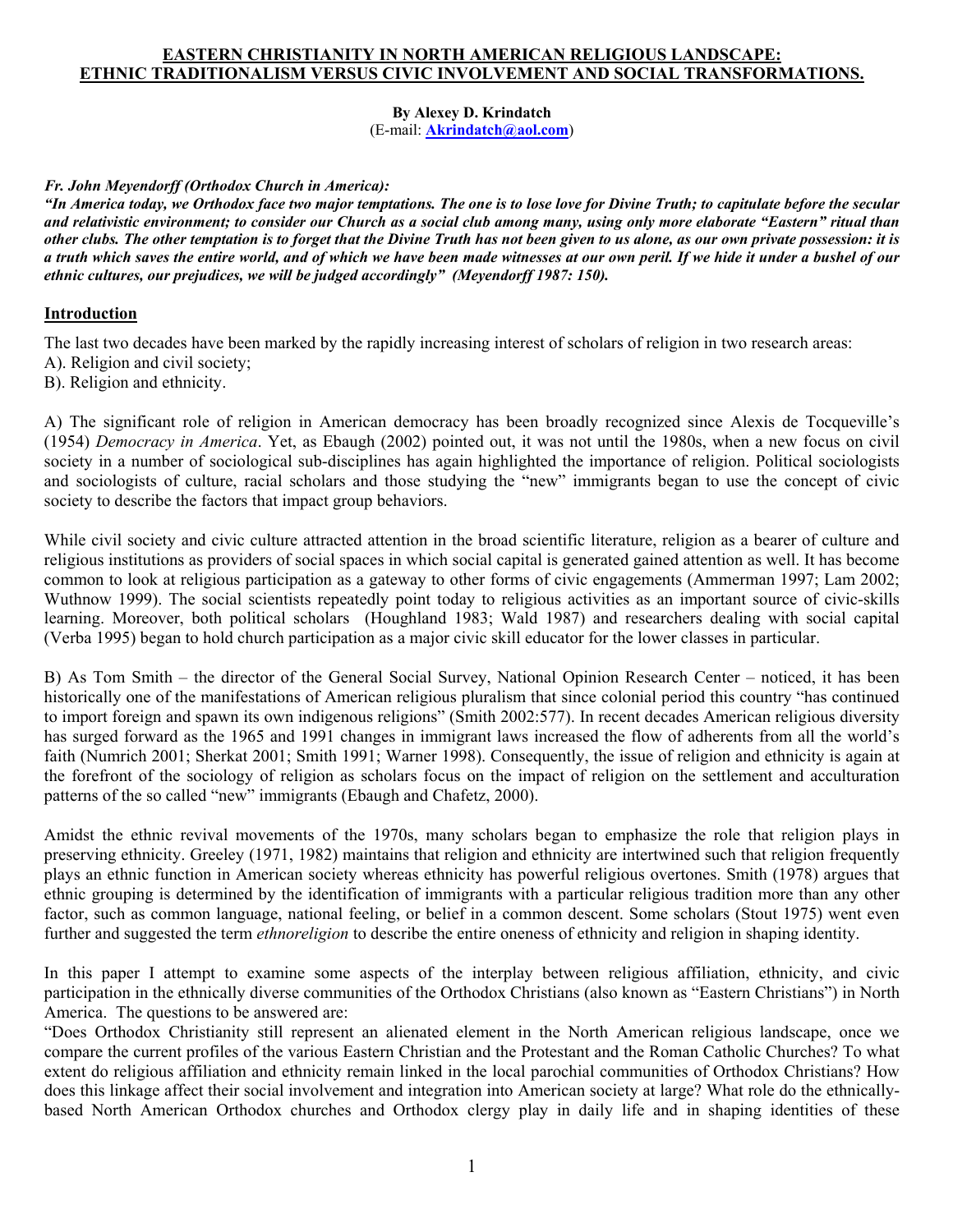# EASTERN CHRISTIANITY IN NORTH AMERICAN RELIGIOUS LANDSCAPE: ETHNIC TRADITIONALISM VERSUS CIVIC INVOLVEMENT AND SOCIAL TRANSFORMATIONS.

**By Alexey D. Krindatch**
(E-mail: **Akrindatch@aol.com**)

***Fr. John Meyendorff (Orthodox Church in America):***
***"In America today, we Orthodox face two major temptations. The one is to lose love for Divine Truth; to capitulate before the secular and relativistic environment; to consider our Church as a social club among many, using only more elaborate "Eastern" ritual than other clubs. The other temptation is to forget that the Divine Truth has not been given to us alone, as our own private possession: it is a truth which saves the entire world, and of which we have been made witnesses at our own peril. If we hide it under a bushel of our ethnic cultures, our prejudices, we will be judged accordingly" (Meyendorff 1987: 150).***

## Introduction

The last two decades have been marked by the rapidly increasing interest of scholars of religion in two research areas:
A). Religion and civil society;
B). Religion and ethnicity.

A) The significant role of religion in American democracy has been broadly recognized since Alexis de Tocqueville's (1954) *Democracy in America*. Yet, as Ebaugh (2002) pointed out, it was not until the 1980s, when a new focus on civil society in a number of sociological sub-disciplines has again highlighted the importance of religion. Political sociologists and sociologists of culture, racial scholars and those studying the "new" immigrants began to use the concept of civic society to describe the factors that impact group behaviors.

While civil society and civic culture attracted attention in the broad scientific literature, religion as a bearer of culture and religious institutions as providers of social spaces in which social capital is generated gained attention as well. It has become common to look at religious participation as a gateway to other forms of civic engagements (Ammerman 1997; Lam 2002; Wuthnow 1999). The social scientists repeatedly point today to religious activities as an important source of civic-skills learning. Moreover, both political scholars (Houghland 1983; Wald 1987) and researchers dealing with social capital (Verba 1995) began to hold church participation as a major civic skill educator for the lower classes in particular.

B) As Tom Smith – the director of the General Social Survey, National Opinion Research Center – noticed, it has been historically one of the manifestations of American religious pluralism that since colonial period this country "has continued to import foreign and spawn its own indigenous religions" (Smith 2002:577). In recent decades American religious diversity has surged forward as the 1965 and 1991 changes in immigrant laws increased the flow of adherents from all the world's faith (Numrich 2001; Sherkat 2001; Smith 1991; Warner 1998). Consequently, the issue of religion and ethnicity is again at the forefront of the sociology of religion as scholars focus on the impact of religion on the settlement and acculturation patterns of the so called "new" immigrants (Ebaugh and Chafetz, 2000).

Amidst the ethnic revival movements of the 1970s, many scholars began to emphasize the role that religion plays in preserving ethnicity. Greeley (1971, 1982) maintains that religion and ethnicity are intertwined such that religion frequently plays an ethnic function in American society whereas ethnicity has powerful religious overtones. Smith (1978) argues that ethnic grouping is determined by the identification of immigrants with a particular religious tradition more than any other factor, such as common language, national feeling, or belief in a common descent. Some scholars (Stout 1975) went even further and suggested the term *ethnoreligion* to describe the entire oneness of ethnicity and religion in shaping identity.

In this paper I attempt to examine some aspects of the interplay between religious affiliation, ethnicity, and civic participation in the ethnically diverse communities of the Orthodox Christians (also known as "Eastern Christians") in North America. The questions to be answered are:
"Does Orthodox Christianity still represent an alienated element in the North American religious landscape, once we compare the current profiles of the various Eastern Christian and the Protestant and the Roman Catholic Churches? To what extent do religious affiliation and ethnicity remain linked in the local parochial communities of Orthodox Christians? How does this linkage affect their social involvement and integration into American society at large? What role do the ethnically-based North American Orthodox churches and Orthodox clergy play in daily life and in shaping identities of these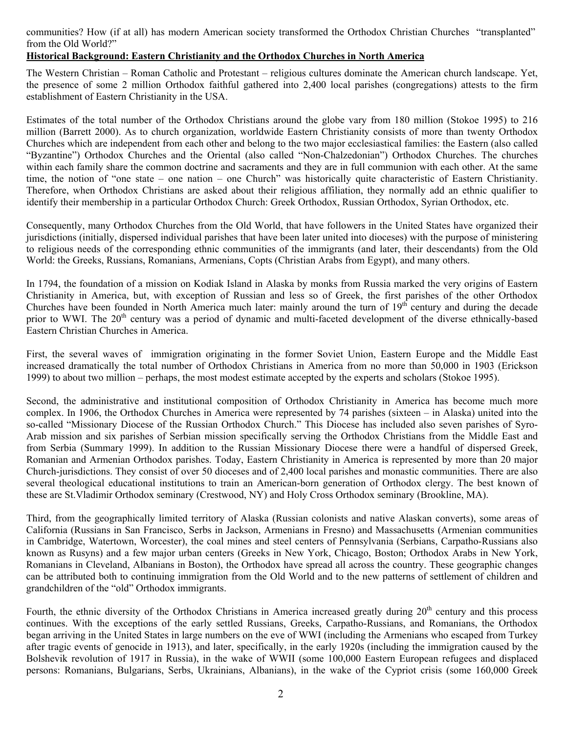communities? How (if at all) has modern American society transformed the Orthodox Christian Churches "transplanted" from the Old World?"

## Historical Background: Eastern Christianity and the Orthodox Churches in North America

The Western Christian – Roman Catholic and Protestant – religious cultures dominate the American church landscape. Yet, the presence of some 2 million Orthodox faithful gathered into 2,400 local parishes (congregations) attests to the firm establishment of Eastern Christianity in the USA.

Estimates of the total number of the Orthodox Christians around the globe vary from 180 million (Stokoe 1995) to 216 million (Barrett 2000). As to church organization, worldwide Eastern Christianity consists of more than twenty Orthodox Churches which are independent from each other and belong to the two major ecclesiastical families: the Eastern (also called "Byzantine") Orthodox Churches and the Oriental (also called "Non-Chalzedonian") Orthodox Churches. The churches within each family share the common doctrine and sacraments and they are in full communion with each other. At the same time, the notion of "one state – one nation – one Church" was historically quite characteristic of Eastern Christianity. Therefore, when Orthodox Christians are asked about their religious affiliation, they normally add an ethnic qualifier to identify their membership in a particular Orthodox Church: Greek Orthodox, Russian Orthodox, Syrian Orthodox, etc.

Consequently, many Orthodox Churches from the Old World, that have followers in the United States have organized their jurisdictions (initially, dispersed individual parishes that have been later united into dioceses) with the purpose of ministering to religious needs of the corresponding ethnic communities of the immigrants (and later, their descendants) from the Old World: the Greeks, Russians, Romanians, Armenians, Copts (Christian Arabs from Egypt), and many others.

In 1794, the foundation of a mission on Kodiak Island in Alaska by monks from Russia marked the very origins of Eastern Christianity in America, but, with exception of Russian and less so of Greek, the first parishes of the other Orthodox Churches have been founded in North America much later: mainly around the turn of 19th century and during the decade prior to WWI. The 20th century was a period of dynamic and multi-faceted development of the diverse ethnically-based Eastern Christian Churches in America.

First, the several waves of immigration originating in the former Soviet Union, Eastern Europe and the Middle East increased dramatically the total number of Orthodox Christians in America from no more than 50,000 in 1903 (Erickson 1999) to about two million – perhaps, the most modest estimate accepted by the experts and scholars (Stokoe 1995).

Second, the administrative and institutional composition of Orthodox Christianity in America has become much more complex. In 1906, the Orthodox Churches in America were represented by 74 parishes (sixteen – in Alaska) united into the so-called "Missionary Diocese of the Russian Orthodox Church." This Diocese has included also seven parishes of Syro-Arab mission and six parishes of Serbian mission specifically serving the Orthodox Christians from the Middle East and from Serbia (Summary 1999). In addition to the Russian Missionary Diocese there were a handful of dispersed Greek, Romanian and Armenian Orthodox parishes. Today, Eastern Christianity in America is represented by more than 20 major Church-jurisdictions. They consist of over 50 dioceses and of 2,400 local parishes and monastic communities. There are also several theological educational institutions to train an American-born generation of Orthodox clergy. The best known of these are St.Vladimir Orthodox seminary (Crestwood, NY) and Holy Cross Orthodox seminary (Brookline, MA).

Third, from the geographically limited territory of Alaska (Russian colonists and native Alaskan converts), some areas of California (Russians in San Francisco, Serbs in Jackson, Armenians in Fresno) and Massachusetts (Armenian communities in Cambridge, Watertown, Worcester), the coal mines and steel centers of Pennsylvania (Serbians, Carpatho-Russians also known as Rusyns) and a few major urban centers (Greeks in New York, Chicago, Boston; Orthodox Arabs in New York, Romanians in Cleveland, Albanians in Boston), the Orthodox have spread all across the country. These geographic changes can be attributed both to continuing immigration from the Old World and to the new patterns of settlement of children and grandchildren of the "old" Orthodox immigrants.

Fourth, the ethnic diversity of the Orthodox Christians in America increased greatly during 20th century and this process continues. With the exceptions of the early settled Russians, Greeks, Carpatho-Russians, and Romanians, the Orthodox began arriving in the United States in large numbers on the eve of WWI (including the Armenians who escaped from Turkey after tragic events of genocide in 1913), and later, specifically, in the early 1920s (including the immigration caused by the Bolshevik revolution of 1917 in Russia), in the wake of WWII (some 100,000 Eastern European refugees and displaced persons: Romanians, Bulgarians, Serbs, Ukrainians, Albanians), in the wake of the Cypriot crisis (some 160,000 Greek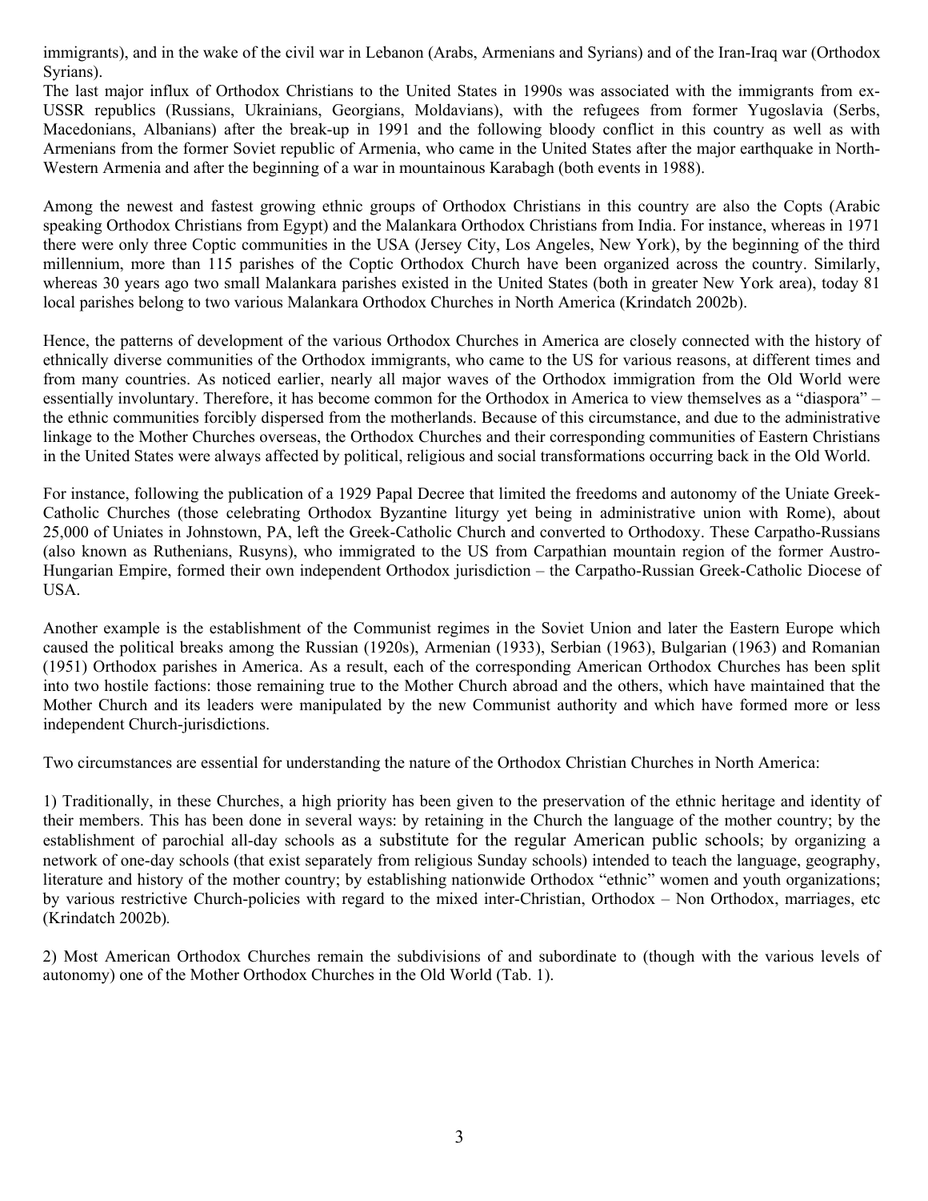immigrants), and in the wake of the civil war in Lebanon (Arabs, Armenians and Syrians) and of the Iran-Iraq war (Orthodox Syrians).

The last major influx of Orthodox Christians to the United States in 1990s was associated with the immigrants from ex-USSR republics (Russians, Ukrainians, Georgians, Moldavians), with the refugees from former Yugoslavia (Serbs, Macedonians, Albanians) after the break-up in 1991 and the following bloody conflict in this country as well as with Armenians from the former Soviet republic of Armenia, who came in the United States after the major earthquake in North-Western Armenia and after the beginning of a war in mountainous Karabagh (both events in 1988).

Among the newest and fastest growing ethnic groups of Orthodox Christians in this country are also the Copts (Arabic speaking Orthodox Christians from Egypt) and the Malankara Orthodox Christians from India. For instance, whereas in 1971 there were only three Coptic communities in the USA (Jersey City, Los Angeles, New York), by the beginning of the third millennium, more than 115 parishes of the Coptic Orthodox Church have been organized across the country. Similarly, whereas 30 years ago two small Malankara parishes existed in the United States (both in greater New York area), today 81 local parishes belong to two various Malankara Orthodox Churches in North America (Krindatch 2002b).

Hence, the patterns of development of the various Orthodox Churches in America are closely connected with the history of ethnically diverse communities of the Orthodox immigrants, who came to the US for various reasons, at different times and from many countries. As noticed earlier, nearly all major waves of the Orthodox immigration from the Old World were essentially involuntary. Therefore, it has become common for the Orthodox in America to view themselves as a "diaspora" – the ethnic communities forcibly dispersed from the motherlands. Because of this circumstance, and due to the administrative linkage to the Mother Churches overseas, the Orthodox Churches and their corresponding communities of Eastern Christians in the United States were always affected by political, religious and social transformations occurring back in the Old World.

For instance, following the publication of a 1929 Papal Decree that limited the freedoms and autonomy of the Uniate Greek-Catholic Churches (those celebrating Orthodox Byzantine liturgy yet being in administrative union with Rome), about 25,000 of Uniates in Johnstown, PA, left the Greek-Catholic Church and converted to Orthodoxy. These Carpatho-Russians (also known as Ruthenians, Rusyns), who immigrated to the US from Carpathian mountain region of the former Austro-Hungarian Empire, formed their own independent Orthodox jurisdiction – the Carpatho-Russian Greek-Catholic Diocese of USA.

Another example is the establishment of the Communist regimes in the Soviet Union and later the Eastern Europe which caused the political breaks among the Russian (1920s), Armenian (1933), Serbian (1963), Bulgarian (1963) and Romanian (1951) Orthodox parishes in America. As a result, each of the corresponding American Orthodox Churches has been split into two hostile factions: those remaining true to the Mother Church abroad and the others, which have maintained that the Mother Church and its leaders were manipulated by the new Communist authority and which have formed more or less independent Church-jurisdictions.

Two circumstances are essential for understanding the nature of the Orthodox Christian Churches in North America:

1) Traditionally, in these Churches, a high priority has been given to the preservation of the ethnic heritage and identity of their members. This has been done in several ways: by retaining in the Church the language of the mother country; by the establishment of parochial all-day schools as a substitute for the regular American public schools; by organizing a network of one-day schools (that exist separately from religious Sunday schools) intended to teach the language, geography, literature and history of the mother country; by establishing nationwide Orthodox "ethnic" women and youth organizations; by various restrictive Church-policies with regard to the mixed inter-Christian, Orthodox – Non Orthodox, marriages, etc (Krindatch 2002b).

2) Most American Orthodox Churches remain the subdivisions of and subordinate to (though with the various levels of autonomy) one of the Mother Orthodox Churches in the Old World (Tab. 1).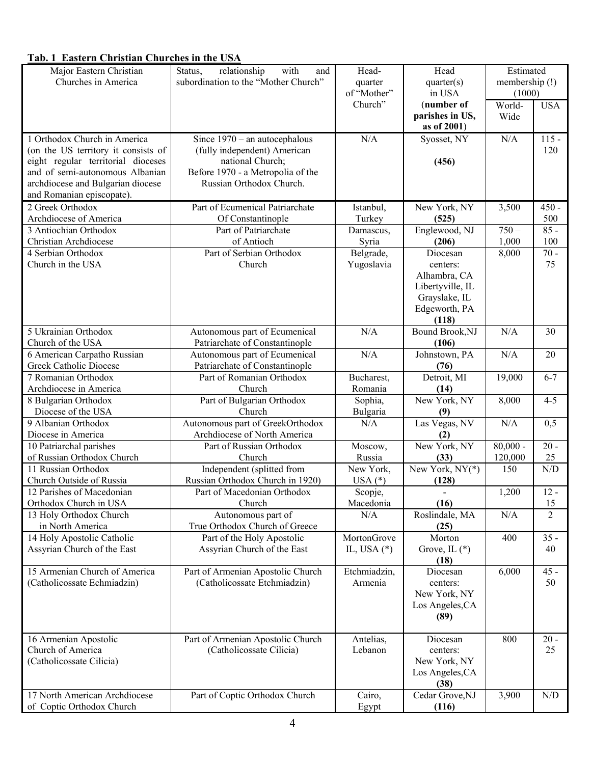**Tab. 1 Eastern Christian Churches in the USA**

| Major Eastern Christian Churches in America | Status, relationship with and subordination to the "Mother Church" | Head-quarter of "Mother Church" | Head quarter(s) in USA (**number of parishes in US, as of 2001**) | Estimated membership (!) (1000) | |
|---|---|---|---|---|---|
| | | | | World-Wide | USA |
| 1 Orthodox Church in America (on the US territory it consists of eight regular territorial dioceses and of semi-autonomous Albanian archdiocese and Bulgarian diocese and Romanian episcopate). | Since 1970 – an autocephalous (fully independent) American national Church; Before 1970 - a Metropolia of the Russian Orthodox Church. | N/A | Syosset, NY **(456)** | N/A | 115 - 120 |
| 2 Greek Orthodox Archdiocese of America | Part of Ecumenical Patriarchate Of Constantinople | Istanbul, Turkey | New York, NY **(525)** | 3,500 | 450 - 500 |
| 3 Antiochian Orthodox Christian Archdiocese | Part of Patriarchate of Antioch | Damascus, Syria | Englewood, NJ **(206)** | 750 – 1,000 | 85 - 100 |
| 4 Serbian Orthodox Church in the USA | Part of Serbian Orthodox Church | Belgrade, Yugoslavia | Diocesan centers: Alhambra, CA Libertyville, IL Grayslake, IL Edgeworth, PA **(118)** | 8,000 | 70 - 75 |
| 5 Ukrainian Orthodox Church of the USA | Autonomous part of Ecumenical Patriarchate of Constantinople | N/A | Bound Brook,NJ **(106)** | N/A | 30 |
| 6 American Carpatho Russian Greek Catholic Diocese | Autonomous part of Ecumenical Patriarchate of Constantinople | N/A | Johnstown, PA **(76)** | N/A | 20 |
| 7 Romanian Orthodox Archdiocese in America | Part of Romanian Orthodox Church | Bucharest, Romania | Detroit, MI **(14)** | 19,000 | 6-7 |
| 8 Bulgarian Orthodox Diocese of the USA | Part of Bulgarian Orthodox Church | Sophia, Bulgaria | New York, NY **(9)** | 8,000 | 4-5 |
| 9 Albanian Orthodox Diocese in America | Autonomous part of GreekOrthodox Archdiocese of North America | N/A | Las Vegas, NV **(2)** | N/A | 0,5 |
| 10 Patriarchal parishes of Russian Orthodox Church | Part of Russian Orthodox Church | Moscow, Russia | New York, NY **(33)** | 80,000 - 120,000 | 20 - 25 |
| 11 Russian Orthodox Church Outside of Russia | Independent (splitted from Russian Orthodox Church in 1920) | New York, USA (*) | New York, NY(*) **(128)** | 150 | N/D |
| 12 Parishes of Macedonian Orthodox Church in USA | Part of Macedonian Orthodox Church | Scopje, Macedonia | - **(16)** | 1,200 | 12 - 15 |
| 13 Holy Orthodox Church in North America | Autonomous part of True Orthodox Church of Greece | N/A | Roslindale, MA **(25)** | N/A | 2 |
| 14 Holy Apostolic Catholic Assyrian Church of the East | Part of the Holy Apostolic Assyrian Church of the East | MortonGrove IL, USA (*) | Morton Grove, IL (*) **(18)** | 400 | 35 - 40 |
| 15 Armenian Church of America (Catholicossate Echmiadzin) | Part of Armenian Apostolic Church (Catholicossate Etchmiadzin) | Etchmiadzin, Armenia | Diocesan centers: New York, NY Los Angeles,CA **(89)** | 6,000 | 45 - 50 |
| 16 Armenian Apostolic Church of America (Catholicossate Cilicia) | Part of Armenian Apostolic Church (Catholicossate Cilicia) | Antelias, Lebanon | Diocesan centers: New York, NY Los Angeles,CA **(38)** | 800 | 20 - 25 |
| 17 North American Archdiocese of Coptic Orthodox Church | Part of Coptic Orthodox Church | Cairo, Egypt | Cedar Grove,NJ **(116)** | 3,900 | N/D |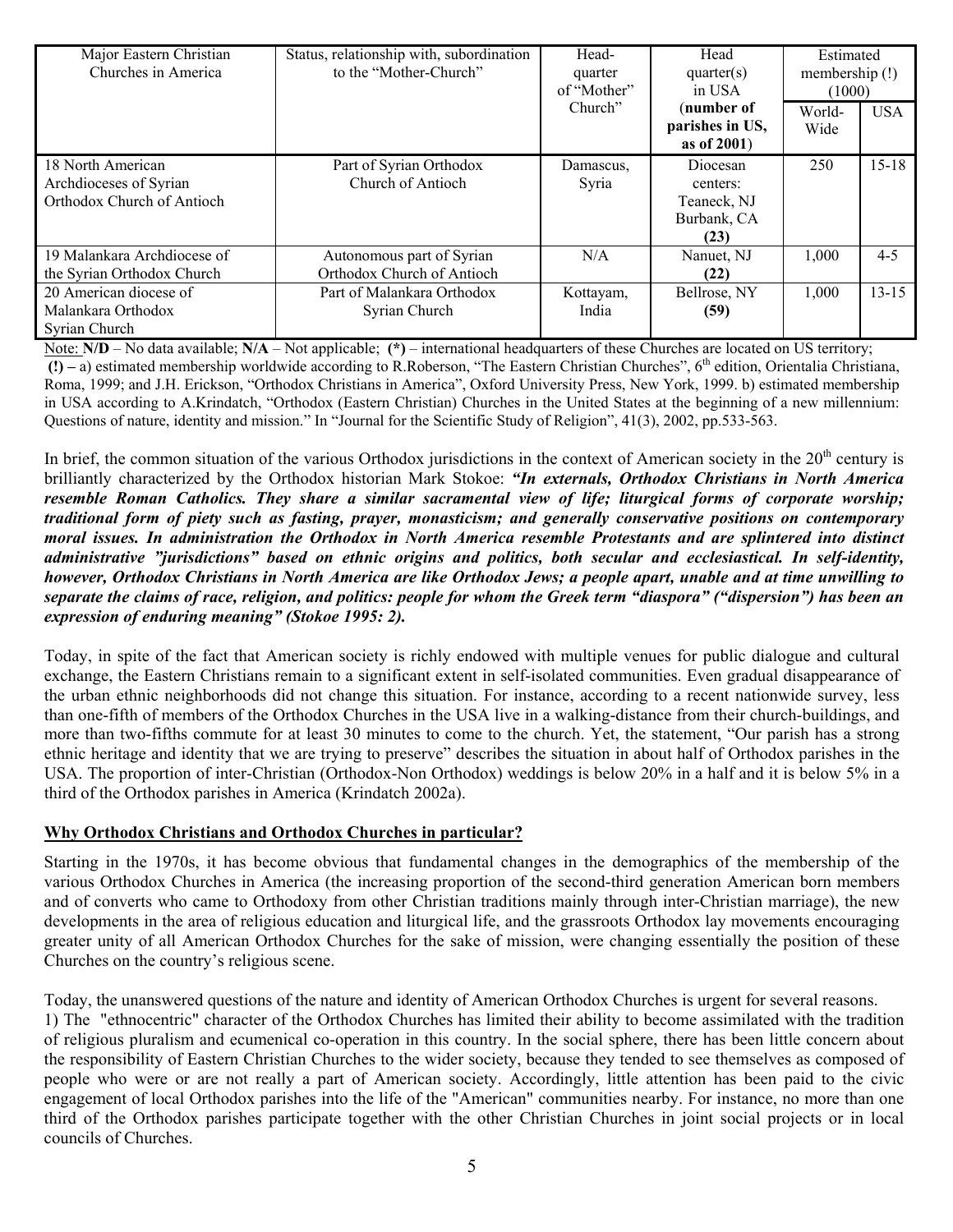| Major Eastern Christian Churches in America | Status, relationship with, subordination to the "Mother-Church" | Head-quarter of "Mother" Church" | Head quarter(s) in USA (**number of parishes in US, as of 2001**) | Estimated membership (!) (1000) | |
|---|---|---|---|---|---|
| | | | | World-Wide | USA |
| 18 North American Archdioceses of Syrian Orthodox Church of Antioch | Part of Syrian Orthodox Church of Antioch | Damascus, Syria | Diocesan centers: Teaneck, NJ Burbank, CA **(23)** | 250 | 15-18 |
| 19 Malankara Archdiocese of the Syrian Orthodox Church | Autonomous part of Syrian Orthodox Church of Antioch | N/A | Nanuet, NJ **(22)** | 1,000 | 4-5 |
| 20 American diocese of Malankara Orthodox Syrian Church | Part of Malankara Orthodox Syrian Church | Kottayam, India | Bellrose, NY **(59)** | 1,000 | 13-15 |

Note: **N/D** – No data available; **N/A** – Not applicable; **(\*)** – international headquarters of these Churches are located on US territory; **(!) –** a) estimated membership worldwide according to R.Roberson, "The Eastern Christian Churches", 6th edition, Orientalia Christiana, Roma, 1999; and J.H. Erickson, "Orthodox Christians in America", Oxford University Press, New York, 1999. b) estimated membership in USA according to A.Krindatch, "Orthodox (Eastern Christian) Churches in the United States at the beginning of a new millennium: Questions of nature, identity and mission." In "Journal for the Scientific Study of Religion", 41(3), 2002, pp.533-563.

In brief, the common situation of the various Orthodox jurisdictions in the context of American society in the 20th century is brilliantly characterized by the Orthodox historian Mark Stokoe: ***"In externals, Orthodox Christians in North America resemble Roman Catholics. They share a similar sacramental view of life; liturgical forms of corporate worship; traditional form of piety such as fasting, prayer, monasticism; and generally conservative positions on contemporary moral issues. In administration the Orthodox in North America resemble Protestants and are splintered into distinct administrative "jurisdictions" based on ethnic origins and politics, both secular and ecclesiastical. In self-identity, however, Orthodox Christians in North America are like Orthodox Jews; a people apart, unable and at time unwilling to separate the claims of race, religion, and politics: people for whom the Greek term "diaspora" ("dispersion") has been an expression of enduring meaning" (Stokoe 1995: 2).***

Today, in spite of the fact that American society is richly endowed with multiple venues for public dialogue and cultural exchange, the Eastern Christians remain to a significant extent in self-isolated communities. Even gradual disappearance of the urban ethnic neighborhoods did not change this situation. For instance, according to a recent nationwide survey, less than one-fifth of members of the Orthodox Churches in the USA live in a walking-distance from their church-buildings, and more than two-fifths commute for at least 30 minutes to come to the church. Yet, the statement, "Our parish has a strong ethnic heritage and identity that we are trying to preserve" describes the situation in about half of Orthodox parishes in the USA. The proportion of inter-Christian (Orthodox-Non Orthodox) weddings is below 20% in a half and it is below 5% in a third of the Orthodox parishes in America (Krindatch 2002a).

## Why Orthodox Christians and Orthodox Churches in particular?

Starting in the 1970s, it has become obvious that fundamental changes in the demographics of the membership of the various Orthodox Churches in America (the increasing proportion of the second-third generation American born members and of converts who came to Orthodoxy from other Christian traditions mainly through inter-Christian marriage), the new developments in the area of religious education and liturgical life, and the grassroots Orthodox lay movements encouraging greater unity of all American Orthodox Churches for the sake of mission, were changing essentially the position of these Churches on the country's religious scene.

Today, the unanswered questions of the nature and identity of American Orthodox Churches is urgent for several reasons.
1) The "ethnocentric" character of the Orthodox Churches has limited their ability to become assimilated with the tradition of religious pluralism and ecumenical co-operation in this country. In the social sphere, there has been little concern about the responsibility of Eastern Christian Churches to the wider society, because they tended to see themselves as composed of people who were or are not really a part of American society. Accordingly, little attention has been paid to the civic engagement of local Orthodox parishes into the life of the "American" communities nearby. For instance, no more than one third of the Orthodox parishes participate together with the other Christian Churches in joint social projects or in local councils of Churches.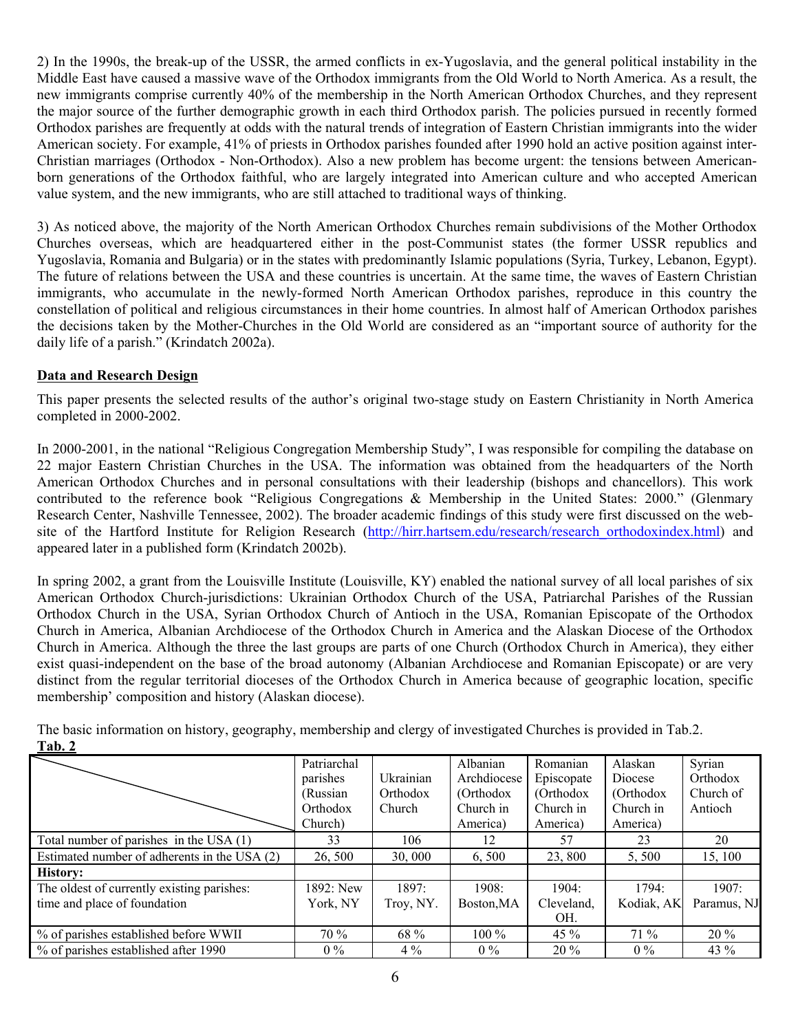2) In the 1990s, the break-up of the USSR, the armed conflicts in ex-Yugoslavia, and the general political instability in the Middle East have caused a massive wave of the Orthodox immigrants from the Old World to North America. As a result, the new immigrants comprise currently 40% of the membership in the North American Orthodox Churches, and they represent the major source of the further demographic growth in each third Orthodox parish. The policies pursued in recently formed Orthodox parishes are frequently at odds with the natural trends of integration of Eastern Christian immigrants into the wider American society. For example, 41% of priests in Orthodox parishes founded after 1990 hold an active position against inter-Christian marriages (Orthodox - Non-Orthodox). Also a new problem has become urgent: the tensions between American-born generations of the Orthodox faithful, who are largely integrated into American culture and who accepted American value system, and the new immigrants, who are still attached to traditional ways of thinking.

3) As noticed above, the majority of the North American Orthodox Churches remain subdivisions of the Mother Orthodox Churches overseas, which are headquartered either in the post-Communist states (the former USSR republics and Yugoslavia, Romania and Bulgaria) or in the states with predominantly Islamic populations (Syria, Turkey, Lebanon, Egypt). The future of relations between the USA and these countries is uncertain. At the same time, the waves of Eastern Christian immigrants, who accumulate in the newly-formed North American Orthodox parishes, reproduce in this country the constellation of political and religious circumstances in their home countries. In almost half of American Orthodox parishes the decisions taken by the Mother-Churches in the Old World are considered as an "important source of authority for the daily life of a parish." (Krindatch 2002a).

**Data and Research Design**

This paper presents the selected results of the author's original two-stage study on Eastern Christianity in North America completed in 2000-2002.

In 2000-2001, in the national "Religious Congregation Membership Study", I was responsible for compiling the database on 22 major Eastern Christian Churches in the USA. The information was obtained from the headquarters of the North American Orthodox Churches and in personal consultations with their leadership (bishops and chancellors). This work contributed to the reference book "Religious Congregations & Membership in the United States: 2000." (Glenmary Research Center, Nashville Tennessee, 2002). The broader academic findings of this study were first discussed on the web-site of the Hartford Institute for Religion Research (http://hirr.hartsem.edu/research/research_orthodoxindex.html) and appeared later in a published form (Krindatch 2002b).

In spring 2002, a grant from the Louisville Institute (Louisville, KY) enabled the national survey of all local parishes of six American Orthodox Church-jurisdictions: Ukrainian Orthodox Church of the USA, Patriarchal Parishes of the Russian Orthodox Church in the USA, Syrian Orthodox Church of Antioch in the USA, Romanian Episcopate of the Orthodox Church in America, Albanian Archdiocese of the Orthodox Church in America and the Alaskan Diocese of the Orthodox Church in America. Although the three the last groups are parts of one Church (Orthodox Church in America), they either exist quasi-independent on the base of the broad autonomy (Albanian Archdiocese and Romanian Episcopate) or are very distinct from the regular territorial dioceses of the Orthodox Church in America because of geographic location, specific membership' composition and history (Alaskan diocese).

The basic information on history, geography, membership and clergy of investigated Churches is provided in Tab.2.

**Tab. 2**

| | Patriarchal parishes (Russian Orthodox Church) | Ukrainian Orthodox Church | Albanian Archdiocese (Orthodox Church in America) | Romanian Episcopate (Orthodox Church in America) | Alaskan Diocese (Orthodox Church in America) | Syrian Orthodox Church of Antioch |
|---|---|---|---|---|---|---|
| Total number of parishes in the USA (1) | 33 | 106 | 12 | 57 | 23 | 20 |
| Estimated number of adherents in the USA (2) | 26, 500 | 30, 000 | 6, 500 | 23, 800 | 5, 500 | 15, 100 |
| **History:** | | | | | | |
| The oldest of currently existing parishes: time and place of foundation | 1892: New York, NY | 1897: Troy, NY. | 1908: Boston,MA | 1904: Cleveland, OH. | 1794: Kodiak, AK | 1907: Paramus, NJ |
| % of parishes established before WWII | 70 % | 68 % | 100 % | 45 % | 71 % | 20 % |
| % of parishes established after 1990 | 0 % | 4 % | 0 % | 20 % | 0 % | 43 % |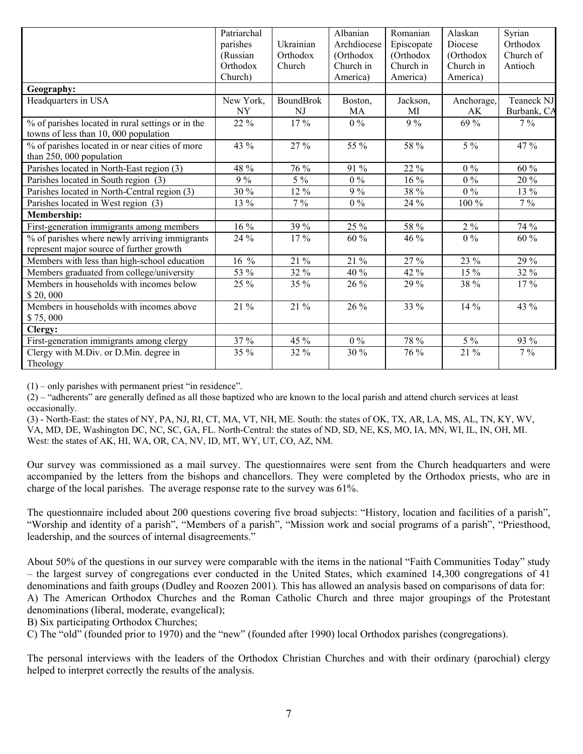| | Patriarchal parishes (Russian Orthodox Church) | Ukrainian Orthodox Church | Albanian Archdiocese (Orthodox Church in America) | Romanian Episcopate (Orthodox Church in America) | Alaskan Diocese (Orthodox Church in America) | Syrian Orthodox Church of Antioch |
|---|---|---|---|---|---|---|
| **Geography:** | | | | | | |
| Headquarters in USA | New York, NY | BoundBrok NJ | Boston, MA | Jackson, MI | Anchorage, AK | Teaneck NJ Burbank, CA |
| % of parishes located in rural settings or in the towns of less than 10, 000 population | 22 % | 17 % | 0 % | 9 % | 69 % | 7 % |
| % of parishes located in or near cities of more than 250, 000 population | 43 % | 27 % | 55 % | 58 % | 5 % | 47 % |
| Parishes located in North-East region (3) | 48 % | 76 % | 91 % | 22 % | 0 % | 60 % |
| Parishes located in South region (3) | 9 % | 5 % | 0 % | 16 % | 0 % | 20 % |
| Parishes located in North-Central region (3) | 30 % | 12 % | 9 % | 38 % | 0 % | 13 % |
| Parishes located in West region (3) | 13 % | 7 % | 0 % | 24 % | 100 % | 7 % |
| **Membership:** | | | | | | |
| First-generation immigrants among members | 16 % | 39 % | 25 % | 58 % | 2 % | 74 % |
| % of parishes where newly arriving immigrants represent major source of further growth | 24 % | 17 % | 60 % | 46 % | 0 % | 60 % |
| Members with less than high-school education | 16 % | 21 % | 21 % | 27 % | 23 % | 29 % |
| Members graduated from college/university | 53 % | 32 % | 40 % | 42 % | 15 % | 32 % |
| Members in households with incomes below $ 20, 000 | 25 % | 35 % | 26 % | 29 % | 38 % | 17 % |
| Members in households with incomes above $ 75, 000 | 21 % | 21 % | 26 % | 33 % | 14 % | 43 % |
| **Clergy:** | | | | | | |
| First-generation immigrants among clergy | 37 % | 45 % | 0 % | 78 % | 5 % | 93 % |
| Clergy with M.Div. or D.Min. degree in Theology | 35 % | 32 % | 30 % | 76 % | 21 % | 7 % |

(1) – only parishes with permanent priest "in residence".
(2) – "adherents" are generally defined as all those baptized who are known to the local parish and attend church services at least occasionally.
(3) - North-East: the states of NY, PA, NJ, RI, CT, MA, VT, NH, ME. South: the states of OK, TX, AR, LA, MS, AL, TN, KY, WV, VA, MD, DE, Washington DC, NC, SC, GA, FL. North-Central: the states of ND, SD, NE, KS, MO, IA, MN, WI, IL, IN, OH, MI. West: the states of AK, HI, WA, OR, CA, NV, ID, MT, WY, UT, CO, AZ, NM.

Our survey was commissioned as a mail survey. The questionnaires were sent from the Church headquarters and were accompanied by the letters from the bishops and chancellors. They were completed by the Orthodox priests, who are in charge of the local parishes. The average response rate to the survey was 61%.

The questionnaire included about 200 questions covering five broad subjects: "History, location and facilities of a parish", "Worship and identity of a parish", "Members of a parish", "Mission work and social programs of a parish", "Priesthood, leadership, and the sources of internal disagreements."

About 50% of the questions in our survey were comparable with the items in the national "Faith Communities Today" study – the largest survey of congregations ever conducted in the United States, which examined 14,300 congregations of 41 denominations and faith groups (Dudley and Roozen 2001). This has allowed an analysis based on comparisons of data for:
A) The American Orthodox Churches and the Roman Catholic Church and three major groupings of the Protestant denominations (liberal, moderate, evangelical);
B) Six participating Orthodox Churches;
C) The "old" (founded prior to 1970) and the "new" (founded after 1990) local Orthodox parishes (congregations).

The personal interviews with the leaders of the Orthodox Christian Churches and with their ordinary (parochial) clergy helped to interpret correctly the results of the analysis.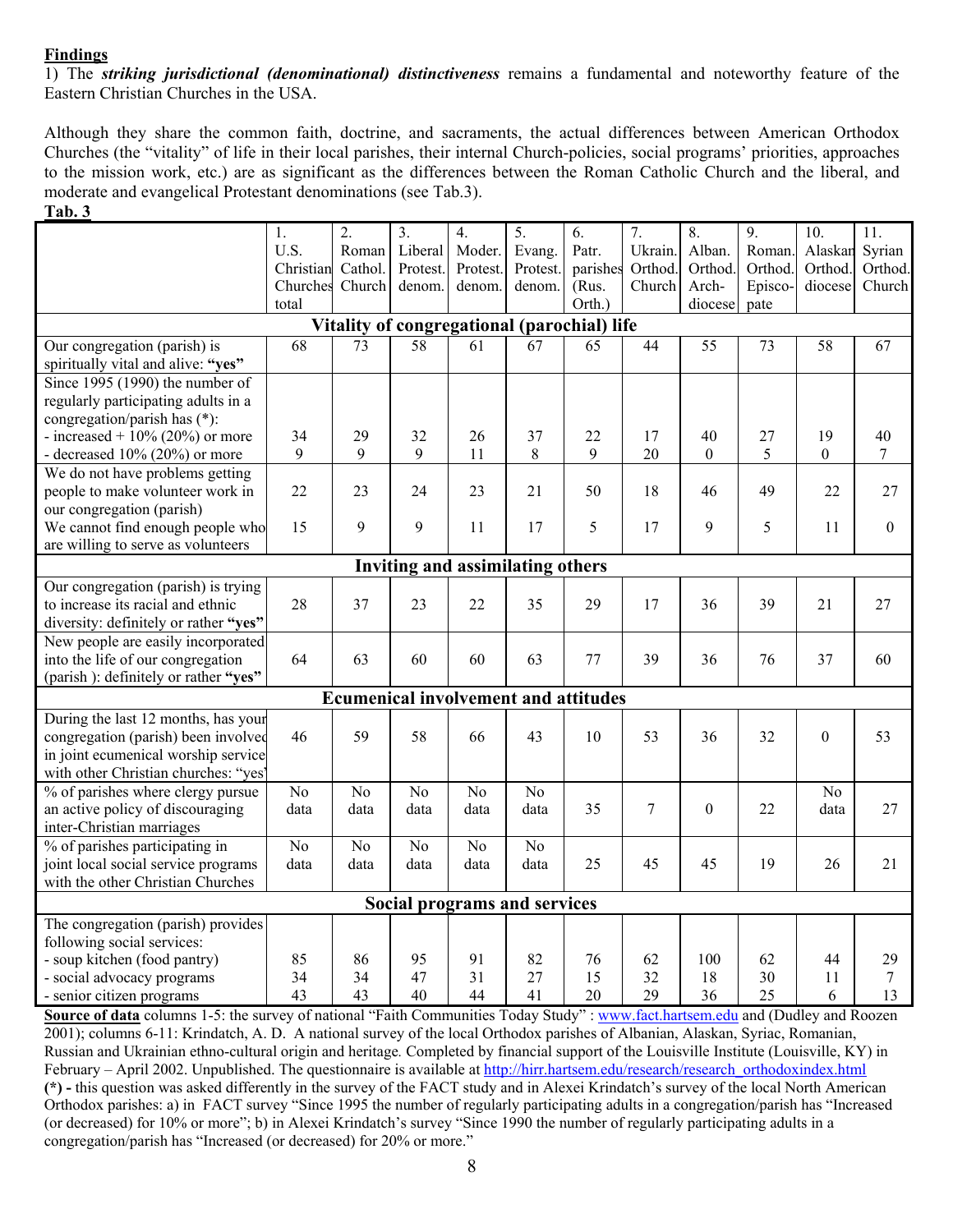**Findings**

1) The ***striking jurisdictional (denominational) distinctiveness*** remains a fundamental and noteworthy feature of the Eastern Christian Churches in the USA.

Although they share the common faith, doctrine, and sacraments, the actual differences between American Orthodox Churches (the "vitality" of life in their local parishes, their internal Church-policies, social programs' priorities, approaches to the mission work, etc.) are as significant as the differences between the Roman Catholic Church and the liberal, and moderate and evangelical Protestant denominations (see Tab.3).

**Tab. 3**

| | 1. U.S. Christian Churches total | 2. Roman Cathol. Church | 3. Liberal Protest. denom. | 4. Moder. Protest. denom. | 5. Evang. Protest. denom. | 6. Patr. parishes (Rus. Orth.) | 7. Ukrain. Orthod. Church | 8. Alban. Orthod. Arch-diocese | 9. Roman. Orthod. Episco-pate | 10. Alaskan Orthod. diocese | 11. Syrian Orthod. Church |
|---|---|---|---|---|---|---|---|---|---|---|---|
| **Vitality of congregational (parochial) life** | | | | | | | | | | | |
| Our congregation (parish) is spiritually vital and alive: **"yes"** | 68 | 73 | 58 | 61 | 67 | 65 | 44 | 55 | 73 | 58 | 67 |
| Since 1995 (1990) the number of regularly participating adults in a congregation/parish has (*): | | | | | | | | | | | |
| - increased + 10% (20%) or more | 34 | 29 | 32 | 26 | 37 | 22 | 17 | 40 | 27 | 19 | 40 |
| - decreased 10% (20%) or more | 9 | 9 | 9 | 11 | 8 | 9 | 20 | 0 | 5 | 0 | 7 |
| We do not have problems getting people to make volunteer work in our congregation (parish) | 22 | 23 | 24 | 23 | 21 | 50 | 18 | 46 | 49 | 22 | 27 |
| We cannot find enough people who are willing to serve as volunteers | 15 | 9 | 9 | 11 | 17 | 5 | 17 | 9 | 5 | 11 | 0 |
| **Inviting and assimilating others** | | | | | | | | | | | |
| Our congregation (parish) is trying to increase its racial and ethnic diversity: definitely or rather **"yes"** | 28 | 37 | 23 | 22 | 35 | 29 | 17 | 36 | 39 | 21 | 27 |
| New people are easily incorporated into the life of our congregation (parish ): definitely or rather **"yes"** | 64 | 63 | 60 | 60 | 63 | 77 | 39 | 36 | 76 | 37 | 60 |
| **Ecumenical involvement and attitudes** | | | | | | | | | | | |
| During the last 12 months, has your congregation (parish) been involved in joint ecumenical worship service with other Christian churches: "yes" | 46 | 59 | 58 | 66 | 43 | 10 | 53 | 36 | 32 | 0 | 53 |
| % of parishes where clergy pursue an active policy of discouraging inter-Christian marriages | No data | No data | No data | No data | No data | 35 | 7 | 0 | 22 | No data | 27 |
| % of parishes participating in joint local social service programs with the other Christian Churches | No data | No data | No data | No data | No data | 25 | 45 | 45 | 19 | 26 | 21 |
| **Social programs and services** | | | | | | | | | | | |
| The congregation (parish) provides following social services: | | | | | | | | | | | |
| - soup kitchen (food pantry) | 85 | 86 | 95 | 91 | 82 | 76 | 62 | 100 | 62 | 44 | 29 |
| - social advocacy programs | 34 | 34 | 47 | 31 | 27 | 15 | 32 | 18 | 30 | 11 | 7 |
| - senior citizen programs | 43 | 43 | 40 | 44 | 41 | 20 | 29 | 36 | 25 | 6 | 13 |

**Source of data** columns 1-5: the survey of national "Faith Communities Today Study" : www.fact.hartsem.edu and (Dudley and Roozen 2001); columns 6-11: Krindatch, A. D. A national survey of the local Orthodox parishes of Albanian, Alaskan, Syriac, Romanian, Russian and Ukrainian ethno-cultural origin and heritage. Completed by financial support of the Louisville Institute (Louisville, KY) in February – April 2002. Unpublished. The questionnaire is available at http://hirr.hartsem.edu/research/research_orthodoxindex.html

**(*) -** this question was asked differently in the survey of the FACT study and in Alexei Krindatch's survey of the local North American Orthodox parishes: a) in FACT survey "Since 1995 the number of regularly participating adults in a congregation/parish has "Increased (or decreased) for 10% or more"; b) in Alexei Krindatch's survey "Since 1990 the number of regularly participating adults in a congregation/parish has "Increased (or decreased) for 20% or more."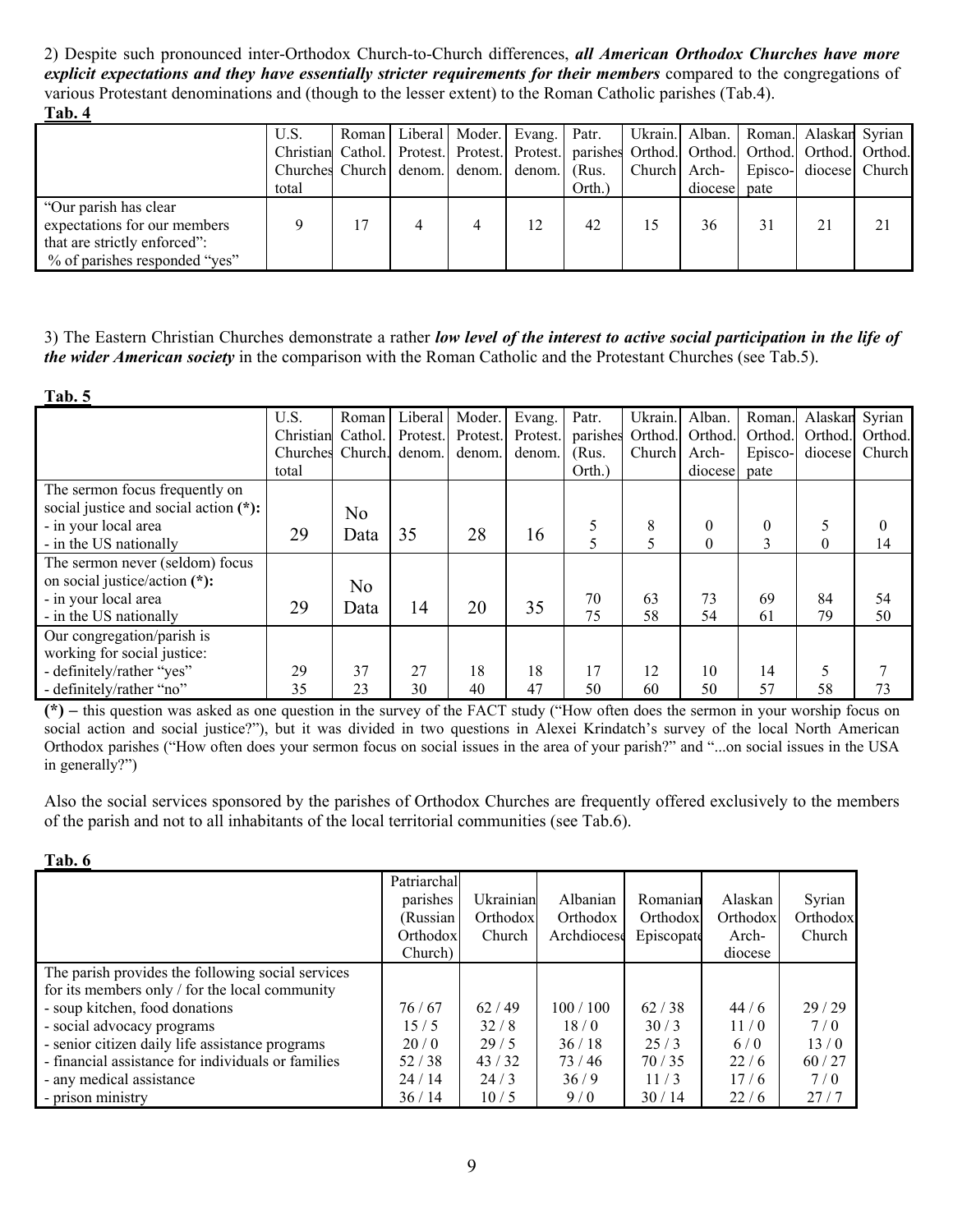2) Despite such pronounced inter-Orthodox Church-to-Church differences, ***all American Orthodox Churches have more explicit expectations and they have essentially stricter requirements for their members*** compared to the congregations of various Protestant denominations and (though to the lesser extent) to the Roman Catholic parishes (Tab.4).

**Tab. 4**

| | U.S. Christian Churches total | Roman Cathol. Church | Liberal Protest. denom. | Moder. Protest. denom. | Evang. Protest. denom. | Patr. parishes (Rus. Orth.) | Ukrain. Orthod. Church | Alban. Orthod. Arch-diocese | Roman. Orthod. Episco-pate | Alaskan Orthod. diocese | Syrian Orthod. Church |
|---|---|---|---|---|---|---|---|---|---|---|---|
| "Our parish has clear expectations for our members that are strictly enforced": % of parishes responded "yes" | 9 | 17 | 4 | 4 | 12 | 42 | 15 | 36 | 31 | 21 | 21 |

3) The Eastern Christian Churches demonstrate a rather ***low level of the interest to active social participation in the life of the wider American society*** in the comparison with the Roman Catholic and the Protestant Churches (see Tab.5).

**Tab. 5**

| | U.S. Christian Churches total | Roman Cathol. Church. | Liberal Protest. denom. | Moder. Protest. denom. | Evang. Protest. denom. | Patr. parishes (Rus. Orth.) | Ukrain. Orthod. Church | Alban. Orthod. Arch-diocese | Roman. Orthod. Episco-pate | Alaskan Orthod. diocese | Syrian Orthod. Church |
|---|---|---|---|---|---|---|---|---|---|---|---|
| The sermon focus frequently on social justice and social action (*): | | | | | | | | | | | |
| - in your local area | 29 | No Data | 35 | 28 | 16 | 5 | 8 | 0 | 0 | 5 | 0 |
| - in the US nationally | | | | | | 5 | 5 | 0 | 3 | 0 | 14 |
| The sermon never (seldom) focus on social justice/action (*): | | | | | | | | | | | |
| - in your local area | 29 | No Data | 14 | 20 | 35 | 70 | 63 | 73 | 69 | 84 | 54 |
| - in the US nationally | | | | | | 75 | 58 | 54 | 61 | 79 | 50 |
| Our congregation/parish is working for social justice: | | | | | | | | | | | |
| - definitely/rather "yes" | 29 | 37 | 27 | 18 | 18 | 17 | 12 | 10 | 14 | 5 | 7 |
| - definitely/rather "no" | 35 | 23 | 30 | 40 | 47 | 50 | 60 | 50 | 57 | 58 | 73 |

**(*)** – this question was asked as one question in the survey of the FACT study ("How often does the sermon in your worship focus on social action and social justice?"), but it was divided in two questions in Alexei Krindatch's survey of the local North American Orthodox parishes ("How often does your sermon focus on social issues in the area of your parish?" and "...on social issues in the USA in generally?")

Also the social services sponsored by the parishes of Orthodox Churches are frequently offered exclusively to the members of the parish and not to all inhabitants of the local territorial communities (see Tab.6).

**Tab. 6**

| | Patriarchal parishes (Russian Orthodox Church) | Ukrainian Orthodox Church | Albanian Orthodox Archdiocese | Romanian Orthodox Episcopate | Alaskan Orthodox Arch-diocese | Syrian Orthodox Church |
|---|---|---|---|---|---|---|
| The parish provides the following social services for its members only / for the local community | | | | | | |
| - soup kitchen, food donations | 76 / 67 | 62 / 49 | 100 / 100 | 62 / 38 | 44 / 6 | 29 / 29 |
| - social advocacy programs | 15 / 5 | 32 / 8 | 18 / 0 | 30 / 3 | 11 / 0 | 7 / 0 |
| - senior citizen daily life assistance programs | 20 / 0 | 29 / 5 | 36 / 18 | 25 / 3 | 6 / 0 | 13 / 0 |
| - financial assistance for individuals or families | 52 / 38 | 43 / 32 | 73 / 46 | 70 / 35 | 22 / 6 | 60 / 27 |
| - any medical assistance | 24 / 14 | 24 / 3 | 36 / 9 | 11 / 3 | 17 / 6 | 7 / 0 |
| - prison ministry | 36 / 14 | 10 / 5 | 9 / 0 | 30 / 14 | 22 / 6 | 27 / 7 |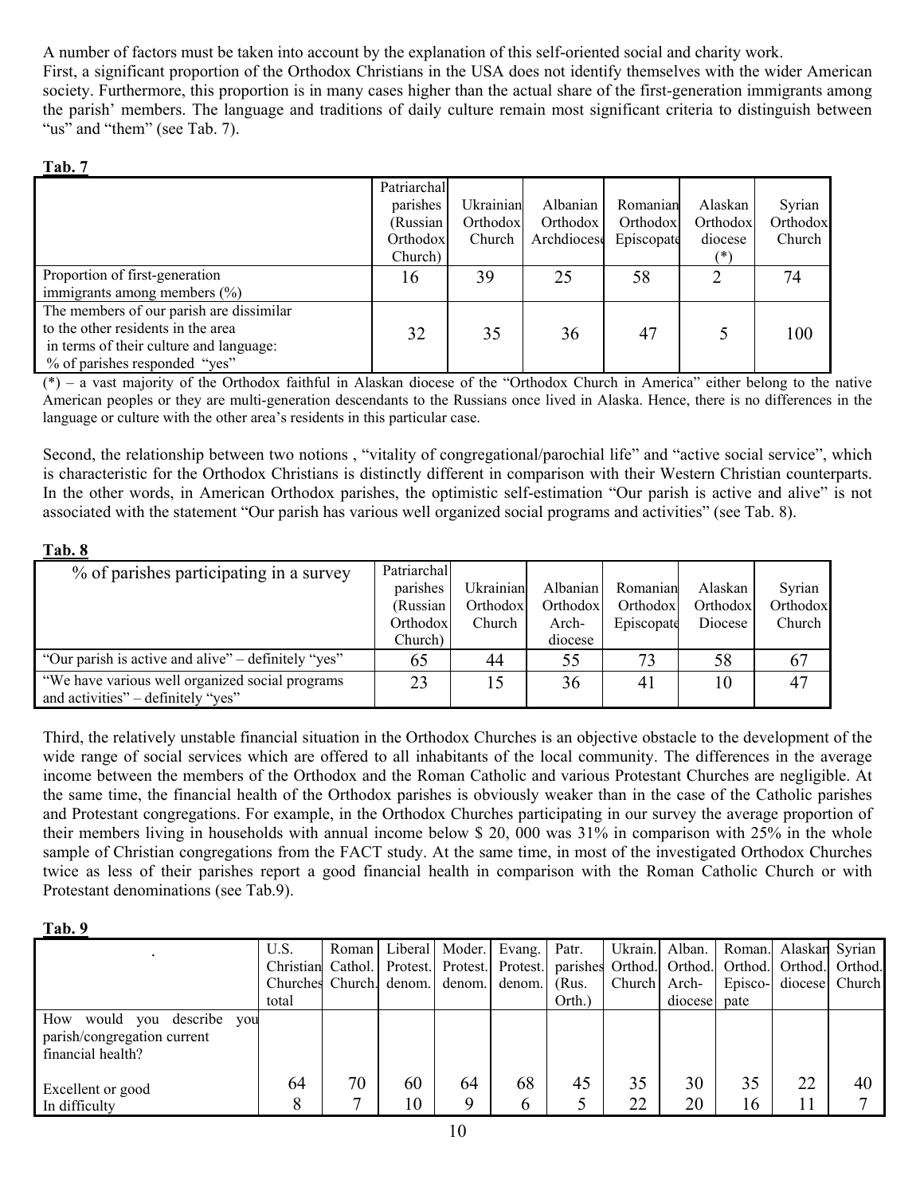A number of factors must be taken into account by the explanation of this self-oriented social and charity work.

First, a significant proportion of the Orthodox Christians in the USA does not identify themselves with the wider American society. Furthermore, this proportion is in many cases higher than the actual share of the first-generation immigrants among the parish' members. The language and traditions of daily culture remain most significant criteria to distinguish between "us" and "them" (see Tab. 7).

**Tab. 7**

| | Patriarchal parishes (Russian Orthodox Church) | Ukrainian Orthodox Church | Albanian Orthodox Archdiocese | Romanian Orthodox Episcopate | Alaskan Orthodox diocese (*) | Syrian Orthodox Church |
|---|---|---|---|---|---|---|
| Proportion of first-generation immigrants among members (%) | 16 | 39 | 25 | 58 | 2 | 74 |
| The members of our parish are dissimilar to the other residents in the area in terms of their culture and language: % of parishes responded "yes" | 32 | 35 | 36 | 47 | 5 | 100 |

(*) – a vast majority of the Orthodox faithful in Alaskan diocese of the "Orthodox Church in America" either belong to the native American peoples or they are multi-generation descendants to the Russians once lived in Alaska. Hence, there is no differences in the language or culture with the other area's residents in this particular case.

Second, the relationship between two notions , "vitality of congregational/parochial life" and "active social service", which is characteristic for the Orthodox Christians is distinctly different in comparison with their Western Christian counterparts. In the other words, in American Orthodox parishes, the optimistic self-estimation "Our parish is active and alive" is not associated with the statement "Our parish has various well organized social programs and activities" (see Tab. 8).

**Tab. 8**

| % of parishes participating in a survey | Patriarchal parishes (Russian Orthodox Church) | Ukrainian Orthodox Church | Albanian Orthodox Arch-diocese | Romanian Orthodox Episcopate | Alaskan Orthodox Diocese | Syrian Orthodox Church |
|---|---|---|---|---|---|---|
| "Our parish is active and alive" – definitely "yes" | 65 | 44 | 55 | 73 | 58 | 67 |
| "We have various well organized social programs and activities" – definitely "yes" | 23 | 15 | 36 | 41 | 10 | 47 |

Third, the relatively unstable financial situation in the Orthodox Churches is an objective obstacle to the development of the wide range of social services which are offered to all inhabitants of the local community. The differences in the average income between the members of the Orthodox and the Roman Catholic and various Protestant Churches are negligible. At the same time, the financial health of the Orthodox parishes is obviously weaker than in the case of the Catholic parishes and Protestant congregations. For example, in the Orthodox Churches participating in our survey the average proportion of their members living in households with annual income below $ 20, 000 was 31% in comparison with 25% in the whole sample of Christian congregations from the FACT study. At the same time, in most of the investigated Orthodox Churches twice as less of their parishes report a good financial health in comparison with the Roman Catholic Church or with Protestant denominations (see Tab.9).

**Tab. 9**

| . | U.S. Christian Churches total | Roman Cathol. Church. | Liberal Protest. denom. | Moder. Protest. denom. | Evang. Protest. denom. | Patr. parishes (Rus. Orth.) | Ukrain. Orthod. Church | Alban. Orthod. Arch-diocese | Roman. Orthod. Episco-pate | Alaskan Orthod. diocese | Syrian Orthod. Church |
|---|---|---|---|---|---|---|---|---|---|---|---|
| How would you describe you parish/congregation current financial health? | | | | | | | | | | | |
| Excellent or good | 64 | 70 | 60 | 64 | 68 | 45 | 35 | 30 | 35 | 22 | 40 |
| In difficulty | 8 | 7 | 10 | 9 | 6 | 5 | 22 | 20 | 16 | 11 | 7 |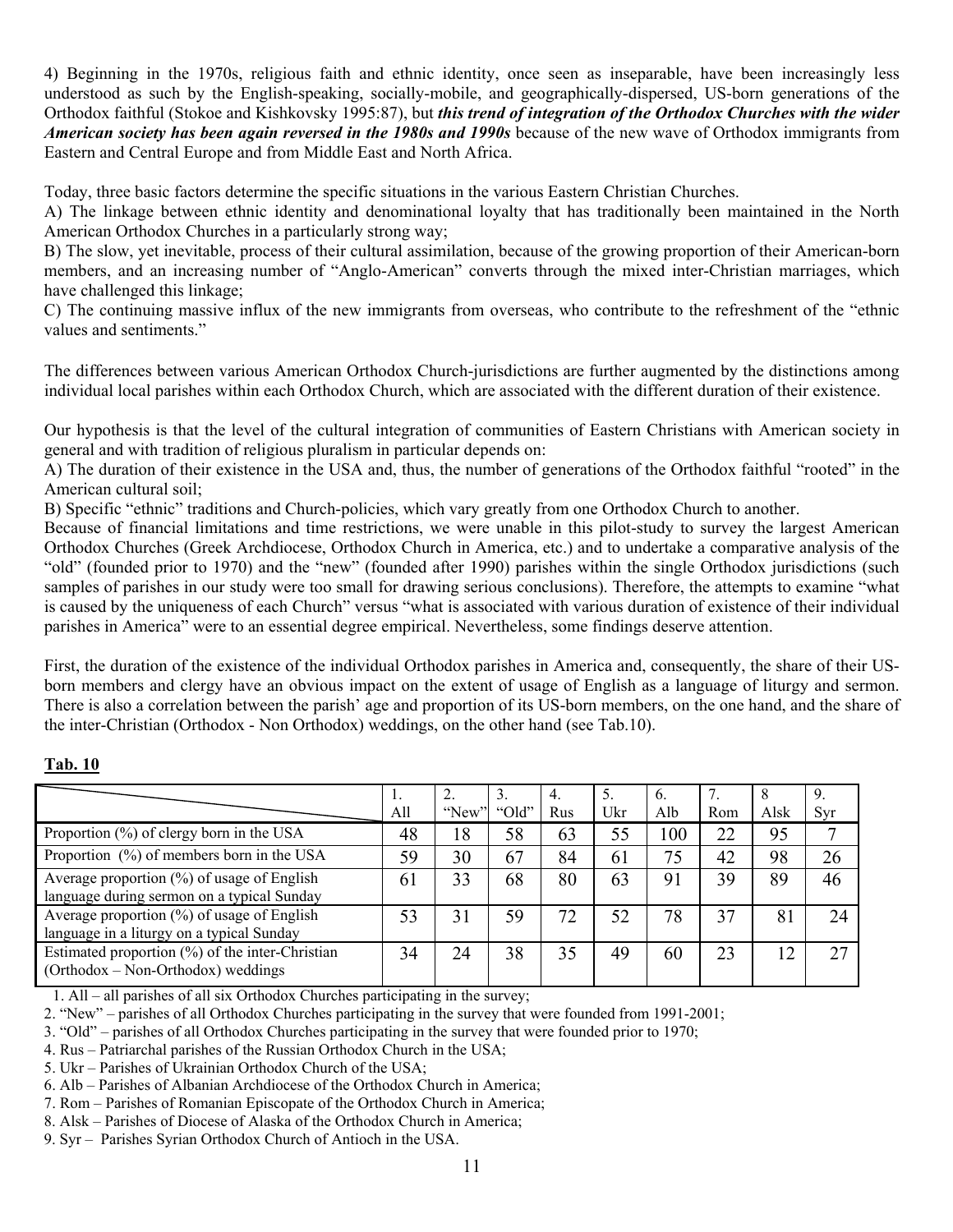4) Beginning in the 1970s, religious faith and ethnic identity, once seen as inseparable, have been increasingly less understood as such by the English-speaking, socially-mobile, and geographically-dispersed, US-born generations of the Orthodox faithful (Stokoe and Kishkovsky 1995:87), but ***this trend of integration of the Orthodox Churches with the wider American society has been again reversed in the 1980s and 1990s*** because of the new wave of Orthodox immigrants from Eastern and Central Europe and from Middle East and North Africa.

Today, three basic factors determine the specific situations in the various Eastern Christian Churches.
A) The linkage between ethnic identity and denominational loyalty that has traditionally been maintained in the North American Orthodox Churches in a particularly strong way;
B) The slow, yet inevitable, process of their cultural assimilation, because of the growing proportion of their American-born members, and an increasing number of "Anglo-American" converts through the mixed inter-Christian marriages, which have challenged this linkage;
C) The continuing massive influx of the new immigrants from overseas, who contribute to the refreshment of the "ethnic values and sentiments."

The differences between various American Orthodox Church-jurisdictions are further augmented by the distinctions among individual local parishes within each Orthodox Church, which are associated with the different duration of their existence.

Our hypothesis is that the level of the cultural integration of communities of Eastern Christians with American society in general and with tradition of religious pluralism in particular depends on:
A) The duration of their existence in the USA and, thus, the number of generations of the Orthodox faithful "rooted" in the American cultural soil;
B) Specific "ethnic" traditions and Church-policies, which vary greatly from one Orthodox Church to another.
Because of financial limitations and time restrictions, we were unable in this pilot-study to survey the largest American Orthodox Churches (Greek Archdiocese, Orthodox Church in America, etc.) and to undertake a comparative analysis of the "old" (founded prior to 1970) and the "new" (founded after 1990) parishes within the single Orthodox jurisdictions (such samples of parishes in our study were too small for drawing serious conclusions). Therefore, the attempts to examine "what is caused by the uniqueness of each Church" versus "what is associated with various duration of existence of their individual parishes in America" were to an essential degree empirical. Nevertheless, some findings deserve attention.

First, the duration of the existence of the individual Orthodox parishes in America and, consequently, the share of their US-born members and clergy have an obvious impact on the extent of usage of English as a language of liturgy and sermon. There is also a correlation between the parish' age and proportion of its US-born members, on the one hand, and the share of the inter-Christian (Orthodox - Non Orthodox) weddings, on the other hand (see Tab.10).

**Tab. 10**

| | 1. All | 2. "New" | 3. "Old" | 4. Rus | 5. Ukr | 6. Alb | 7. Rom | 8 Alsk | 9. Syr |
|---|---|---|---|---|---|---|---|---|---|
| Proportion (%) of clergy born in the USA | 48 | 18 | 58 | 63 | 55 | 100 | 22 | 95 | 7 |
| Proportion (%) of members born in the USA | 59 | 30 | 67 | 84 | 61 | 75 | 42 | 98 | 26 |
| Average proportion (%) of usage of English language during sermon on a typical Sunday | 61 | 33 | 68 | 80 | 63 | 91 | 39 | 89 | 46 |
| Average proportion (%) of usage of English language in a liturgy on a typical Sunday | 53 | 31 | 59 | 72 | 52 | 78 | 37 | 81 | 24 |
| Estimated proportion (%) of the inter-Christian (Orthodox – Non-Orthodox) weddings | 34 | 24 | 38 | 35 | 49 | 60 | 23 | 12 | 27 |

1. All – all parishes of all six Orthodox Churches participating in the survey;
2. "New" – parishes of all Orthodox Churches participating in the survey that were founded from 1991-2001;
3. "Old" – parishes of all Orthodox Churches participating in the survey that were founded prior to 1970;
4. Rus – Patriarchal parishes of the Russian Orthodox Church in the USA;
5. Ukr – Parishes of Ukrainian Orthodox Church of the USA;
6. Alb – Parishes of Albanian Archdiocese of the Orthodox Church in America;
7. Rom – Parishes of Romanian Episcopate of the Orthodox Church in America;
8. Alsk – Parishes of Diocese of Alaska of the Orthodox Church in America;
9. Syr – Parishes Syrian Orthodox Church of Antioch in the USA.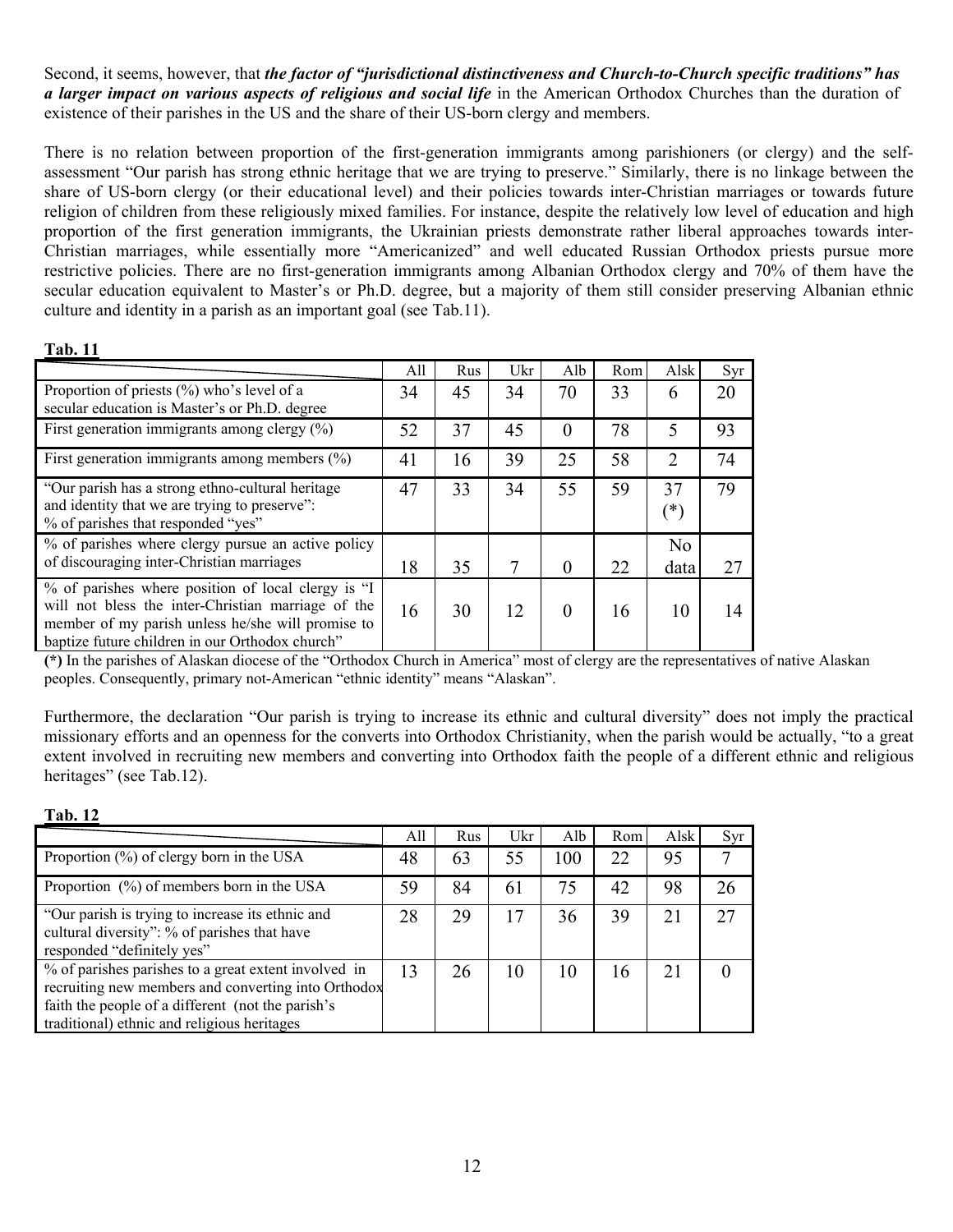Second, it seems, however, that ***the factor of "jurisdictional distinctiveness and Church-to-Church specific traditions" has a larger impact on various aspects of religious and social life*** in the American Orthodox Churches than the duration of existence of their parishes in the US and the share of their US-born clergy and members.

There is no relation between proportion of the first-generation immigrants among parishioners (or clergy) and the self-assessment "Our parish has strong ethnic heritage that we are trying to preserve." Similarly, there is no linkage between the share of US-born clergy (or their educational level) and their policies towards inter-Christian marriages or towards future religion of children from these religiously mixed families. For instance, despite the relatively low level of education and high proportion of the first generation immigrants, the Ukrainian priests demonstrate rather liberal approaches towards inter-Christian marriages, while essentially more "Americanized" and well educated Russian Orthodox priests pursue more restrictive policies. There are no first-generation immigrants among Albanian Orthodox clergy and 70% of them have the secular education equivalent to Master's or Ph.D. degree, but a majority of them still consider preserving Albanian ethnic culture and identity in a parish as an important goal (see Tab.11).

**Tab. 11**

| | All | Rus | Ukr | Alb | Rom | Alsk | Syr |
|---|---|---|---|---|---|---|---|
| Proportion of priests (%) who's level of a secular education is Master's or Ph.D. degree | 34 | 45 | 34 | 70 | 33 | 6 | 20 |
| First generation immigrants among clergy (%) | 52 | 37 | 45 | 0 | 78 | 5 | 93 |
| First generation immigrants among members (%) | 41 | 16 | 39 | 25 | 58 | 2 | 74 |
| "Our parish has a strong ethno-cultural heritage and identity that we are trying to preserve": % of parishes that responded "yes" | 47 | 33 | 34 | 55 | 59 | 37 (*) | 79 |
| % of parishes where clergy pursue an active policy of discouraging inter-Christian marriages | 18 | 35 | 7 | 0 | 22 | No data | 27 |
| % of parishes where position of local clergy is "I will not bless the inter-Christian marriage of the member of my parish unless he/she will promise to baptize future children in our Orthodox church" | 16 | 30 | 12 | 0 | 16 | 10 | 14 |

**(*)** In the parishes of Alaskan diocese of the "Orthodox Church in America" most of clergy are the representatives of native Alaskan peoples. Consequently, primary not-American "ethnic identity" means "Alaskan".

Furthermore, the declaration "Our parish is trying to increase its ethnic and cultural diversity" does not imply the practical missionary efforts and an openness for the converts into Orthodox Christianity, when the parish would be actually, "to a great extent involved in recruiting new members and converting into Orthodox faith the people of a different ethnic and religious heritages" (see Tab.12).

**Tab. 12**

| | All | Rus | Ukr | Alb | Rom | Alsk | Syr |
|---|---|---|---|---|---|---|---|
| Proportion (%) of clergy born in the USA | 48 | 63 | 55 | 100 | 22 | 95 | 7 |
| Proportion (%) of members born in the USA | 59 | 84 | 61 | 75 | 42 | 98 | 26 |
| "Our parish is trying to increase its ethnic and cultural diversity": % of parishes that have responded "definitely yes" | 28 | 29 | 17 | 36 | 39 | 21 | 27 |
| % of parishes parishes to a great extent involved in recruiting new members and converting into Orthodox faith the people of a different (not the parish's traditional) ethnic and religious heritages | 13 | 26 | 10 | 10 | 16 | 21 | 0 |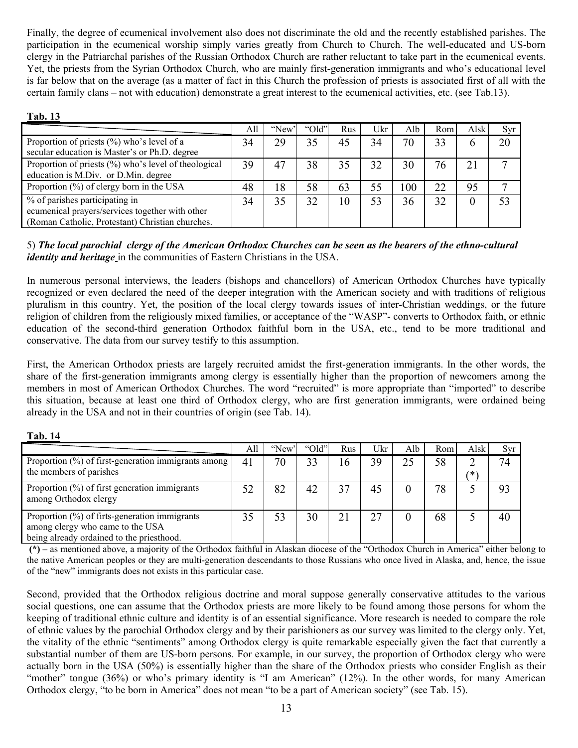Finally, the degree of ecumenical involvement also does not discriminate the old and the recently established parishes. The participation in the ecumenical worship simply varies greatly from Church to Church. The well-educated and US-born clergy in the Patriarchal parishes of the Russian Orthodox Church are rather reluctant to take part in the ecumenical events. Yet, the priests from the Syrian Orthodox Church, who are mainly first-generation immigrants and who's educational level is far below that on the average (as a matter of fact in this Church the profession of priests is associated first of all with the certain family clans – not with education) demonstrate a great interest to the ecumenical activities, etc. (see Tab.13).

**Tab. 13**

| | All | "New" | "Old" | Rus | Ukr | Alb | Rom | Alsk | Syr |
|---|---|---|---|---|---|---|---|---|---|
| Proportion of priests (%) who's level of a secular education is Master's or Ph.D. degree | 34 | 29 | 35 | 45 | 34 | 70 | 33 | 6 | 20 |
| Proportion of priests (%) who's level of theological education is M.Div. or D.Min. degree | 39 | 47 | 38 | 35 | 32 | 30 | 76 | 21 | 7 |
| Proportion (%) of clergy born in the USA | 48 | 18 | 58 | 63 | 55 | 100 | 22 | 95 | 7 |
| % of parishes participating in ecumenical prayers/services together with other (Roman Catholic, Protestant) Christian churches. | 34 | 35 | 32 | 10 | 53 | 36 | 32 | 0 | 53 |

5) ***The local parochial clergy of the American Orthodox Churches can be seen as the bearers of the ethno-cultural identity and heritage*** in the communities of Eastern Christians in the USA.

In numerous personal interviews, the leaders (bishops and chancellors) of American Orthodox Churches have typically recognized or even declared the need of the deeper integration with the American society and with traditions of religious pluralism in this country. Yet, the position of the local clergy towards issues of inter-Christian weddings, or the future religion of children from the religiously mixed families, or acceptance of the "WASP"- converts to Orthodox faith, or ethnic education of the second-third generation Orthodox faithful born in the USA, etc., tend to be more traditional and conservative. The data from our survey testify to this assumption.

First, the American Orthodox priests are largely recruited amidst the first-generation immigrants. In the other words, the share of the first-generation immigrants among clergy is essentially higher than the proportion of newcomers among the members in most of American Orthodox Churches. The word "recruited" is more appropriate than "imported" to describe this situation, because at least one third of Orthodox clergy, who are first generation immigrants, were ordained being already in the USA and not in their countries of origin (see Tab. 14).

**Tab. 14**

| | All | "New" | "Old" | Rus | Ukr | Alb | Rom | Alsk | Syr |
|---|---|---|---|---|---|---|---|---|---|
| Proportion (%) of first-generation immigrants among the members of parishes | 41 | 70 | 33 | 16 | 39 | 25 | 58 | 2 (*) | 74 |
| Proportion (%) of first generation immigrants among Orthodox clergy | 52 | 82 | 42 | 37 | 45 | 0 | 78 | 5 | 93 |
| Proportion (%) of firts-generation immigrants among clergy who came to the USA being already ordained to the priesthood. | 35 | 53 | 30 | 21 | 27 | 0 | 68 | 5 | 40 |

**(*)** – as mentioned above, a majority of the Orthodox faithful in Alaskan diocese of the "Orthodox Church in America" either belong to the native American peoples or they are multi-generation descendants to those Russians who once lived in Alaska, and, hence, the issue of the "new" immigrants does not exists in this particular case.

Second, provided that the Orthodox religious doctrine and moral suppose generally conservative attitudes to the various social questions, one can assume that the Orthodox priests are more likely to be found among those persons for whom the keeping of traditional ethnic culture and identity is of an essential significance. More research is needed to compare the role of ethnic values by the parochial Orthodox clergy and by their parishioners as our survey was limited to the clergy only. Yet, the vitality of the ethnic "sentiments" among Orthodox clergy is quite remarkable especially given the fact that currently a substantial number of them are US-born persons. For example, in our survey, the proportion of Orthodox clergy who were actually born in the USA (50%) is essentially higher than the share of the Orthodox priests who consider English as their "mother" tongue (36%) or who's primary identity is "I am American" (12%). In the other words, for many American Orthodox clergy, "to be born in America" does not mean "to be a part of American society" (see Tab. 15).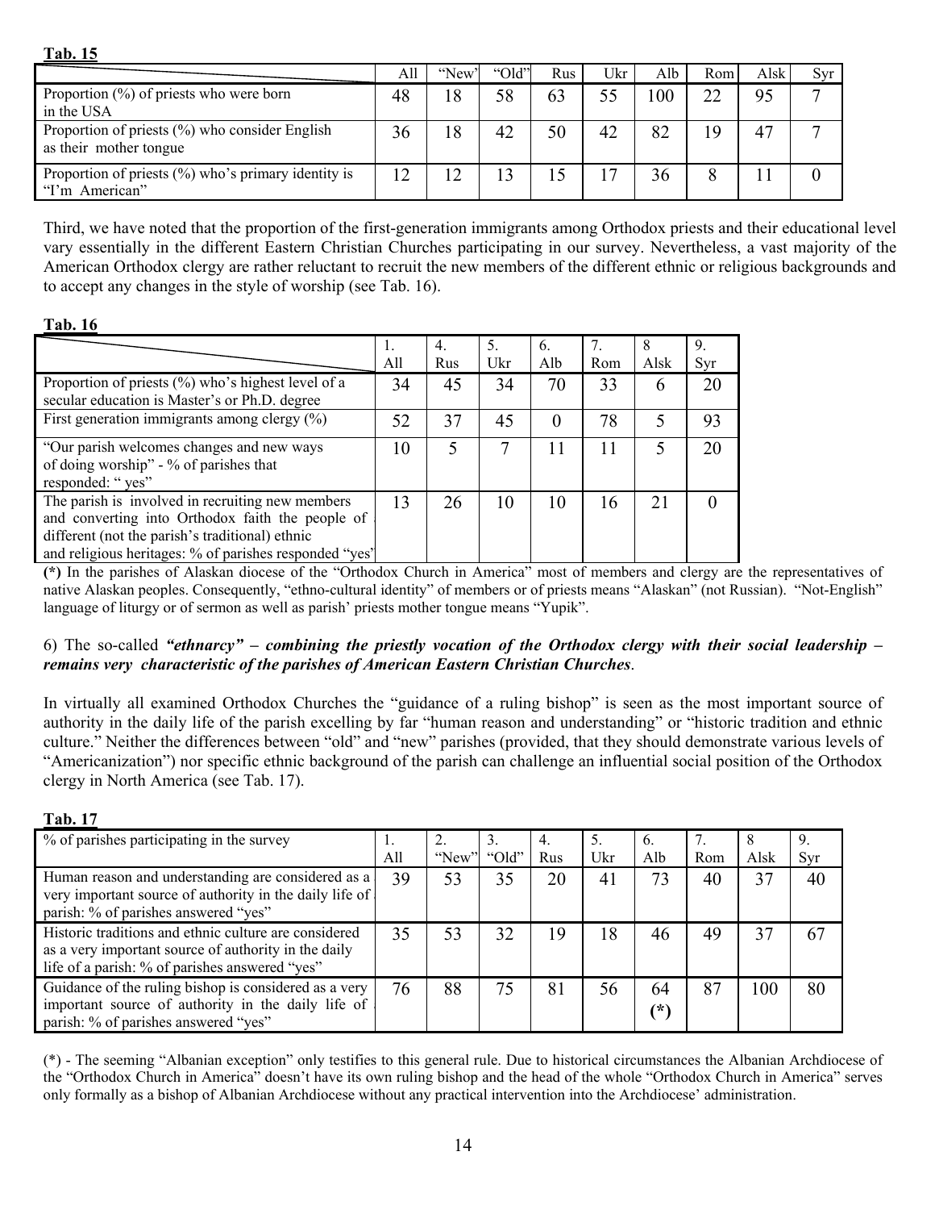**Tab. 15**

| | All | "New" | "Old" | Rus | Ukr | Alb | Rom | Alsk | Syr |
|---|---|---|---|---|---|---|---|---|---|
| Proportion (%) of priests who were born in the USA | 48 | 18 | 58 | 63 | 55 | 100 | 22 | 95 | 7 |
| Proportion of priests (%) who consider English as their mother tongue | 36 | 18 | 42 | 50 | 42 | 82 | 19 | 47 | 7 |
| Proportion of priests (%) who's primary identity is "I'm American" | 12 | 12 | 13 | 15 | 17 | 36 | 8 | 11 | 0 |

Third, we have noted that the proportion of the first-generation immigrants among Orthodox priests and their educational level vary essentially in the different Eastern Christian Churches participating in our survey. Nevertheless, a vast majority of the American Orthodox clergy are rather reluctant to recruit the new members of the different ethnic or religious backgrounds and to accept any changes in the style of worship (see Tab. 16).

**Tab. 16**

| | 1. All | 4. Rus | 5. Ukr | 6. Alb | 7. Rom | 8 Alsk | 9. Syr |
|---|---|---|---|---|---|---|---|
| Proportion of priests (%) who's highest level of a secular education is Master's or Ph.D. degree | 34 | 45 | 34 | 70 | 33 | 6 | 20 |
| First generation immigrants among clergy (%) | 52 | 37 | 45 | 0 | 78 | 5 | 93 |
| "Our parish welcomes changes and new ways of doing worship" - % of parishes that responded: " yes" | 10 | 5 | 7 | 11 | 11 | 5 | 20 |
| The parish is involved in recruiting new members and converting into Orthodox faith the people of different (not the parish's traditional) ethnic and religious heritages: % of parishes responded "yes" | 13 | 26 | 10 | 10 | 16 | 21 | 0 |

**(*)** In the parishes of Alaskan diocese of the "Orthodox Church in America" most of members and clergy are the representatives of native Alaskan peoples. Consequently, "ethno-cultural identity" of members or of priests means "Alaskan" (not Russian). "Not-English" language of liturgy or of sermon as well as parish' priests mother tongue means "Yupik".

6) The so-called ***"ethnarcy" – combining the priestly vocation of the Orthodox clergy with their social leadership – remains very characteristic of the parishes of American Eastern Christian Churches***.

In virtually all examined Orthodox Churches the "guidance of a ruling bishop" is seen as the most important source of authority in the daily life of the parish excelling by far "human reason and understanding" or "historic tradition and ethnic culture." Neither the differences between "old" and "new" parishes (provided, that they should demonstrate various levels of "Americanization") nor specific ethnic background of the parish can challenge an influential social position of the Orthodox clergy in North America (see Tab. 17).

**Tab. 17**

| % of parishes participating in the survey | 1. All | 2. "New" | 3. "Old" | 4. Rus | 5. Ukr | 6. Alb | 7. Rom | 8 Alsk | 9. Syr |
|---|---|---|---|---|---|---|---|---|---|
| Human reason and understanding are considered as a very important source of authority in the daily life of a parish: % of parishes answered "yes" | 39 | 53 | 35 | 20 | 41 | 73 | 40 | 37 | 40 |
| Historic traditions and ethnic culture are considered as a very important source of authority in the daily life of a parish: % of parishes answered "yes" | 35 | 53 | 32 | 19 | 18 | 46 | 49 | 37 | 67 |
| Guidance of the ruling bishop is considered as a very important source of authority in the daily life of a parish: % of parishes answered "yes" | 76 | 88 | 75 | 81 | 56 | 64 (*) | 87 | 100 | 80 |

(*) - The seeming "Albanian exception" only testifies to this general rule. Due to historical circumstances the Albanian Archdiocese of the "Orthodox Church in America" doesn't have its own ruling bishop and the head of the whole "Orthodox Church in America" serves only formally as a bishop of Albanian Archdiocese without any practical intervention into the Archdiocese' administration.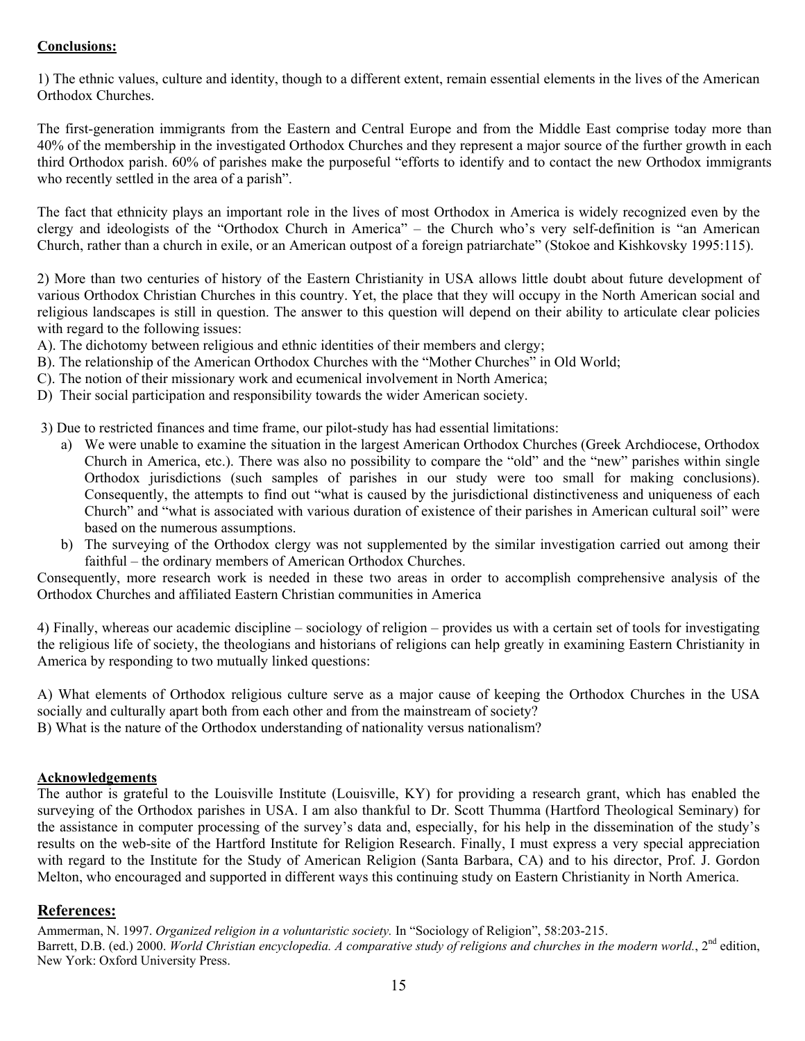**Conclusions:**

1) The ethnic values, culture and identity, though to a different extent, remain essential elements in the lives of the American Orthodox Churches.

The first-generation immigrants from the Eastern and Central Europe and from the Middle East comprise today more than 40% of the membership in the investigated Orthodox Churches and they represent a major source of the further growth in each third Orthodox parish. 60% of parishes make the purposeful "efforts to identify and to contact the new Orthodox immigrants who recently settled in the area of a parish".

The fact that ethnicity plays an important role in the lives of most Orthodox in America is widely recognized even by the clergy and ideologists of the "Orthodox Church in America" – the Church who's very self-definition is "an American Church, rather than a church in exile, or an American outpost of a foreign patriarchate" (Stokoe and Kishkovsky 1995:115).

2) More than two centuries of history of the Eastern Christianity in USA allows little doubt about future development of various Orthodox Christian Churches in this country. Yet, the place that they will occupy in the North American social and religious landscapes is still in question. The answer to this question will depend on their ability to articulate clear policies with regard to the following issues:

A). The dichotomy between religious and ethnic identities of their members and clergy;
B). The relationship of the American Orthodox Churches with the "Mother Churches" in Old World;
C). The notion of their missionary work and ecumenical involvement in North America;
D) Their social participation and responsibility towards the wider American society.

3) Due to restricted finances and time frame, our pilot-study has had essential limitations:

a) We were unable to examine the situation in the largest American Orthodox Churches (Greek Archdiocese, Orthodox Church in America, etc.). There was also no possibility to compare the "old" and the "new" parishes within single Orthodox jurisdictions (such samples of parishes in our study were too small for making conclusions). Consequently, the attempts to find out "what is caused by the jurisdictional distinctiveness and uniqueness of each Church" and "what is associated with various duration of existence of their parishes in American cultural soil" were based on the numerous assumptions.
b) The surveying of the Orthodox clergy was not supplemented by the similar investigation carried out among their faithful – the ordinary members of American Orthodox Churches.

Consequently, more research work is needed in these two areas in order to accomplish comprehensive analysis of the Orthodox Churches and affiliated Eastern Christian communities in America

4) Finally, whereas our academic discipline – sociology of religion – provides us with a certain set of tools for investigating the religious life of society, the theologians and historians of religions can help greatly in examining Eastern Christianity in America by responding to two mutually linked questions:

A) What elements of Orthodox religious culture serve as a major cause of keeping the Orthodox Churches in the USA socially and culturally apart both from each other and from the mainstream of society?
B) What is the nature of the Orthodox understanding of nationality versus nationalism?

**Acknowledgements**

The author is grateful to the Louisville Institute (Louisville, KY) for providing a research grant, which has enabled the surveying of the Orthodox parishes in USA. I am also thankful to Dr. Scott Thumma (Hartford Theological Seminary) for the assistance in computer processing of the survey's data and, especially, for his help in the dissemination of the study's results on the web-site of the Hartford Institute for Religion Research. Finally, I must express a very special appreciation with regard to the Institute for the Study of American Religion (Santa Barbara, CA) and to his director, Prof. J. Gordon Melton, who encouraged and supported in different ways this continuing study on Eastern Christianity in North America.

## References:

Ammerman, N. 1997. *Organized religion in a voluntaristic society.* In "Sociology of Religion", 58:203-215.

Barrett, D.B. (ed.) 2000. *World Christian encyclopedia. A comparative study of religions and churches in the modern world.*, 2nd edition, New York: Oxford University Press.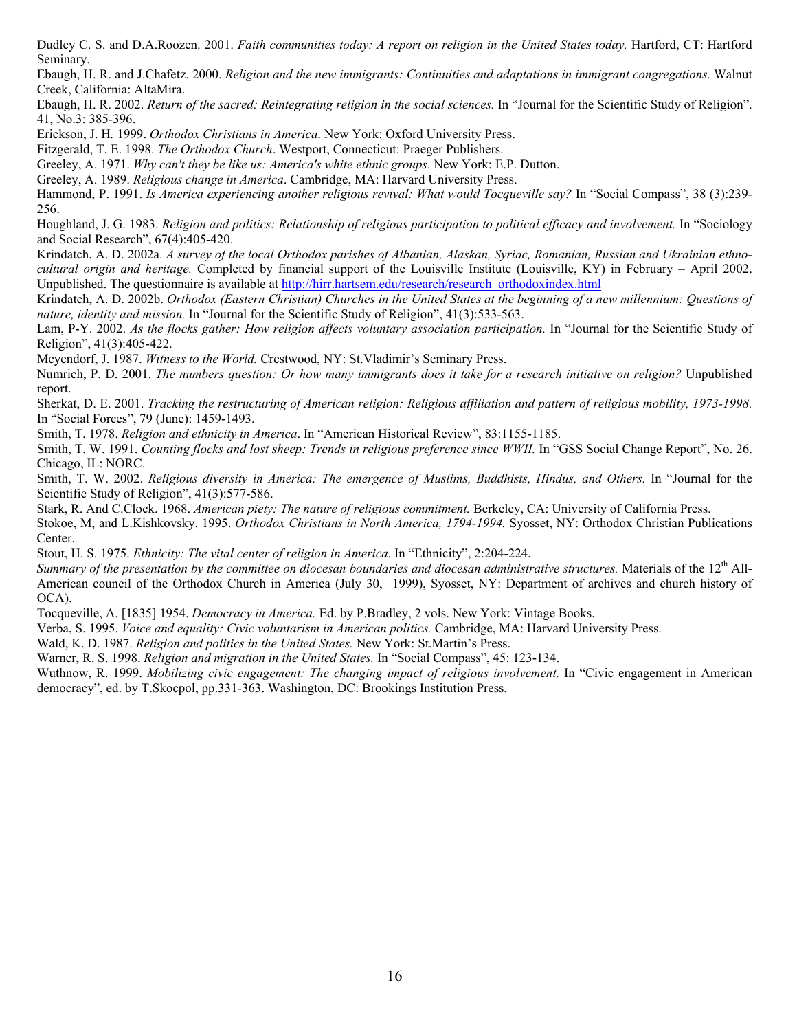Dudley C. S. and D.A.Roozen. 2001. *Faith communities today: A report on religion in the United States today.* Hartford, CT: Hartford Seminary.

Ebaugh, H. R. and J.Chafetz. 2000. *Religion and the new immigrants: Continuities and adaptations in immigrant congregations.* Walnut Creek, California: AltaMira.

Ebaugh, H. R. 2002. *Return of the sacred: Reintegrating religion in the social sciences.* In "Journal for the Scientific Study of Religion". 41, No.3: 385-396.

Erickson, J. H. 1999. *Orthodox Christians in America*. New York: Oxford University Press.

Fitzgerald, T. E. 1998. *The Orthodox Church*. Westport, Connecticut: Praeger Publishers.

Greeley, A. 1971. *Why can't they be like us: America's white ethnic groups*. New York: E.P. Dutton.

Greeley, A. 1989. *Religious change in America*. Cambridge, MA: Harvard University Press.

Hammond, P. 1991. *Is America experiencing another religious revival: What would Tocqueville say?* In "Social Compass", 38 (3):239-256.

Houghland, J. G. 1983. *Religion and politics: Relationship of religious participation to political efficacy and involvement.* In "Sociology and Social Research", 67(4):405-420.

Krindatch, A. D. 2002a. *A survey of the local Orthodox parishes of Albanian, Alaskan, Syriac, Romanian, Russian and Ukrainian ethno-cultural origin and heritage.* Completed by financial support of the Louisville Institute (Louisville, KY) in February – April 2002. Unpublished. The questionnaire is available at http://hirr.hartsem.edu/research/research_orthodoxindex.html

Krindatch, A. D. 2002b. *Orthodox (Eastern Christian) Churches in the United States at the beginning of a new millennium: Questions of nature, identity and mission.* In "Journal for the Scientific Study of Religion", 41(3):533-563.

Lam, P-Y. 2002. *As the flocks gather: How religion affects voluntary association participation.* In "Journal for the Scientific Study of Religion", 41(3):405-422.

Meyendorf, J. 1987. *Witness to the World.* Crestwood, NY: St.Vladimir's Seminary Press.

Numrich, P. D. 2001. *The numbers question: Or how many immigrants does it take for a research initiative on religion?* Unpublished report.

Sherkat, D. E. 2001. *Tracking the restructuring of American religion: Religious affiliation and pattern of religious mobility, 1973-1998.* In "Social Forces", 79 (June): 1459-1493.

Smith, T. 1978. *Religion and ethnicity in America*. In "American Historical Review", 83:1155-1185.

Smith, T. W. 1991. *Counting flocks and lost sheep: Trends in religious preference since WWII.* In "GSS Social Change Report", No. 26. Chicago, IL: NORC.

Smith, T. W. 2002. *Religious diversity in America: The emergence of Muslims, Buddhists, Hindus, and Others.* In "Journal for the Scientific Study of Religion", 41(3):577-586.

Stark, R. And C.Clock. 1968. *American piety: The nature of religious commitment.* Berkeley, CA: University of California Press.

Stokoe, M, and L.Kishkovsky. 1995. *Orthodox Christians in North America, 1794-1994.* Syosset, NY: Orthodox Christian Publications Center.

Stout, H. S. 1975. *Ethnicity: The vital center of religion in America*. In "Ethnicity", 2:204-224.

*Summary of the presentation by the committee on diocesan boundaries and diocesan administrative structures.* Materials of the 12th All-American council of the Orthodox Church in America (July 30, 1999), Syosset, NY: Department of archives and church history of OCA).

Tocqueville, A. [1835] 1954. *Democracy in America.* Ed. by P.Bradley, 2 vols. New York: Vintage Books.

Verba, S. 1995. *Voice and equality: Civic voluntarism in American politics.* Cambridge, MA: Harvard University Press.

Wald, K. D. 1987. *Religion and politics in the United States.* New York: St.Martin's Press.

Warner, R. S. 1998. *Religion and migration in the United States.* In "Social Compass", 45: 123-134.

Wuthnow, R. 1999. *Mobilizing civic engagement: The changing impact of religious involvement.* In "Civic engagement in American democracy", ed. by T.Skocpol, pp.331-363. Washington, DC: Brookings Institution Press.